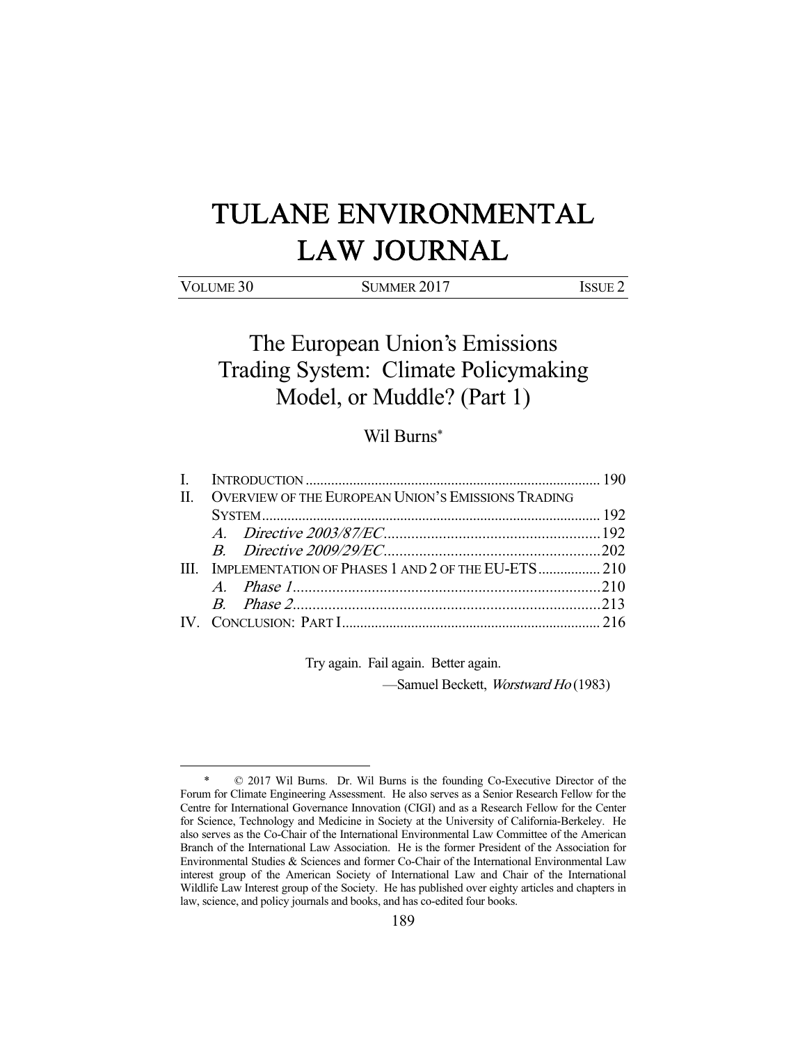# TULANE ENVIRONMENTAL LAW JOURNAL

VOLUME 30 | SUMMER 2017 | ISSUE 2

## The European Union's Emissions Trading System: Climate Policymaking Model, or Muddle? (Part 1)

Wil Burns*

I. INTRODUCTION ................................................................................ 190
II. OVERVIEW OF THE EUROPEAN UNION'S EMISSIONS TRADING SYSTEM ........................................................................................... 192
  A. *Directive 2003/87/EC* ....................................................... 192
  B. *Directive 2009/29/EC* ....................................................... 202
III. IMPLEMENTATION OF PHASES 1 AND 2 OF THE EU-ETS ................. 210
  A. *Phase 1* ............................................................................. 210
  B. *Phase 2* ............................................................................. 213
IV. CONCLUSION: PART I ...................................................................... 216

> Try again. Fail again. Better again.
>
> —Samuel Beckett, *Worstward Ho* (1983)

---

\* © 2017 Wil Burns. Dr. Wil Burns is the founding Co-Executive Director of the Forum for Climate Engineering Assessment. He also serves as a Senior Research Fellow for the Centre for International Governance Innovation (CIGI) and as a Research Fellow for the Center for Science, Technology and Medicine in Society at the University of California-Berkeley. He also serves as the Co-Chair of the International Environmental Law Committee of the American Branch of the International Law Association. He is the former President of the Association for Environmental Studies & Sciences and former Co-Chair of the International Environmental Law interest group of the American Society of International Law and Chair of the International Wildlife Law Interest group of the Society. He has published over eighty articles and chapters in law, science, and policy journals and books, and has co-edited four books.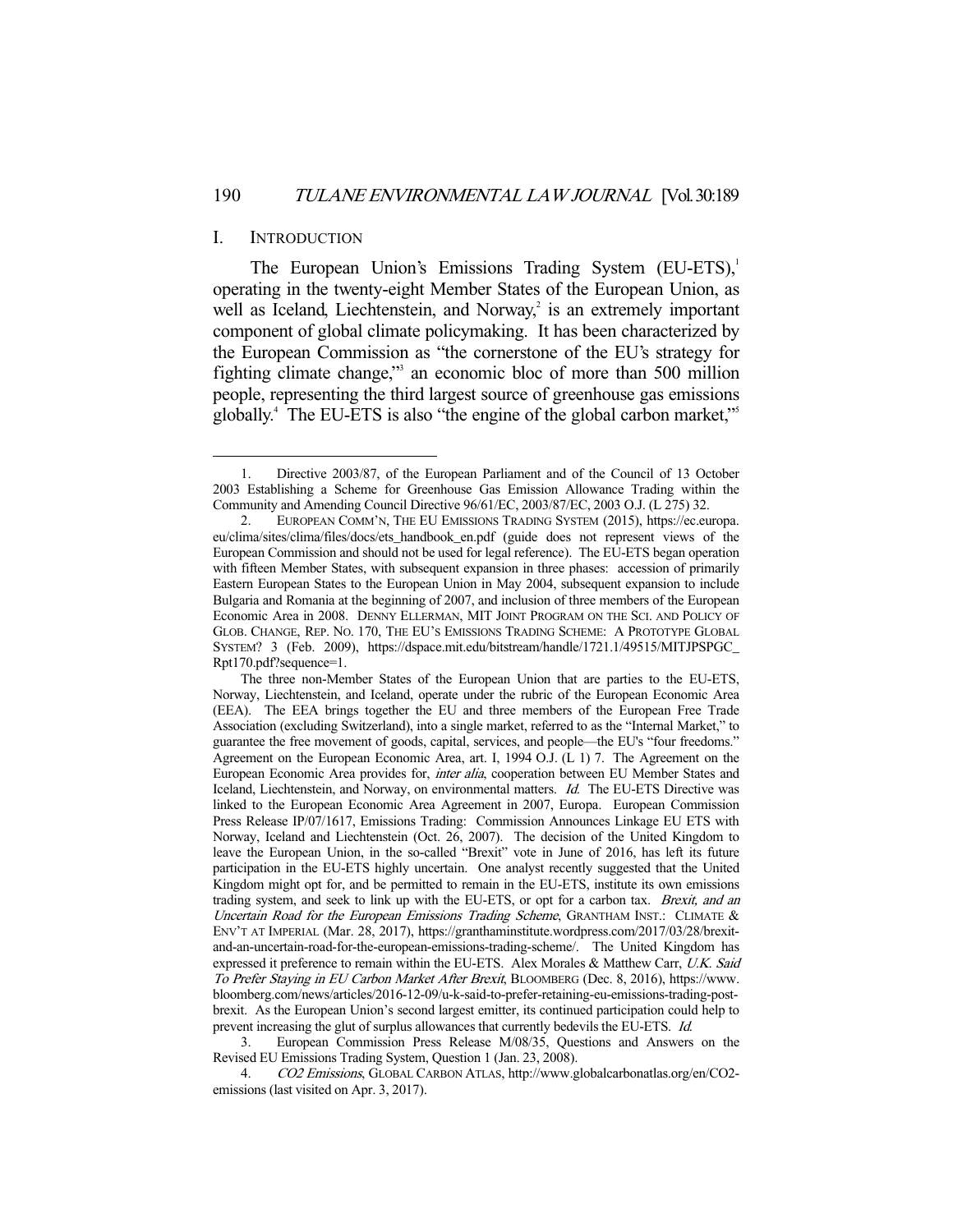## I. INTRODUCTION

The European Union's Emissions Trading System (EU-ETS),[1] operating in the twenty-eight Member States of the European Union, as well as Iceland, Liechtenstein, and Norway,[2] is an extremely important component of global climate policymaking. It has been characterized by the European Commission as "the cornerstone of the EU's strategy for fighting climate change,"[3] an economic bloc of more than 500 million people, representing the third largest source of greenhouse gas emissions globally.[4] The EU-ETS is also "the engine of the global carbon market,"[5]

---

1. Directive 2003/87, of the European Parliament and of the Council of 13 October 2003 Establishing a Scheme for Greenhouse Gas Emission Allowance Trading within the Community and Amending Council Directive 96/61/EC, 2003/87/EC, 2003 O.J. (L 275) 32.

2. EUROPEAN COMM'N, THE EU EMISSIONS TRADING SYSTEM (2015), https://ec.europa.eu/clima/sites/clima/files/docs/ets_handbook_en.pdf (guide does not represent views of the European Commission and should not be used for legal reference). The EU-ETS began operation with fifteen Member States, with subsequent expansion in three phases: accession of primarily Eastern European States to the European Union in May 2004, subsequent expansion to include Bulgaria and Romania at the beginning of 2007, and inclusion of three members of the European Economic Area in 2008. DENNY ELLERMAN, MIT JOINT PROGRAM ON THE SCI. AND POLICY OF GLOB. CHANGE, REP. NO. 170, THE EU'S EMISSIONS TRADING SCHEME: A PROTOTYPE GLOBAL SYSTEM? 3 (Feb. 2009), https://dspace.mit.edu/bitstream/handle/1721.1/49515/MITJPSPGC_Rpt170.pdf?sequence=1.

   The three non-Member States of the European Union that are parties to the EU-ETS, Norway, Liechtenstein, and Iceland, operate under the rubric of the European Economic Area (EEA). The EEA brings together the EU and three members of the European Free Trade Association (excluding Switzerland), into a single market, referred to as the "Internal Market," to guarantee the free movement of goods, capital, services, and people—the EU's "four freedoms." Agreement on the European Economic Area, art. I, 1994 O.J. (L 1) 7. The Agreement on the European Economic Area provides for, *inter alia*, cooperation between EU Member States and Iceland, Liechtenstein, and Norway, on environmental matters. *Id.* The EU-ETS Directive was linked to the European Economic Area Agreement in 2007, Europa. European Commission Press Release IP/07/1617, Emissions Trading: Commission Announces Linkage EU ETS with Norway, Iceland and Liechtenstein (Oct. 26, 2007). The decision of the United Kingdom to leave the European Union, in the so-called "Brexit" vote in June of 2016, has left its future participation in the EU-ETS highly uncertain. One analyst recently suggested that the United Kingdom might opt for, and be permitted to remain in the EU-ETS, institute its own emissions trading system, and seek to link up with the EU-ETS, or opt for a carbon tax. *Brexit, and an Uncertain Road for the European Emissions Trading Scheme*, GRANTHAM INST.: CLIMATE & ENV'T AT IMPERIAL (Mar. 28, 2017), https://granthaminstitute.wordpress.com/2017/03/28/brexit-and-an-uncertain-road-for-the-european-emissions-trading-scheme/. The United Kingdom has expressed it preference to remain within the EU-ETS. Alex Morales & Matthew Carr, *U.K. Said To Prefer Staying in EU Carbon Market After Brexit*, BLOOMBERG (Dec. 8, 2016), https://www.bloomberg.com/news/articles/2016-12-09/u-k-said-to-prefer-retaining-eu-emissions-trading-post-brexit. As the European Union's second largest emitter, its continued participation could help to prevent increasing the glut of surplus allowances that currently bedevils the EU-ETS. *Id.*

3. European Commission Press Release M/08/35, Questions and Answers on the Revised EU Emissions Trading System, Question 1 (Jan. 23, 2008).

4. *CO2 Emissions*, GLOBAL CARBON ATLAS, http://www.globalcarbonatlas.org/en/CO2-emissions (last visited on Apr. 3, 2017).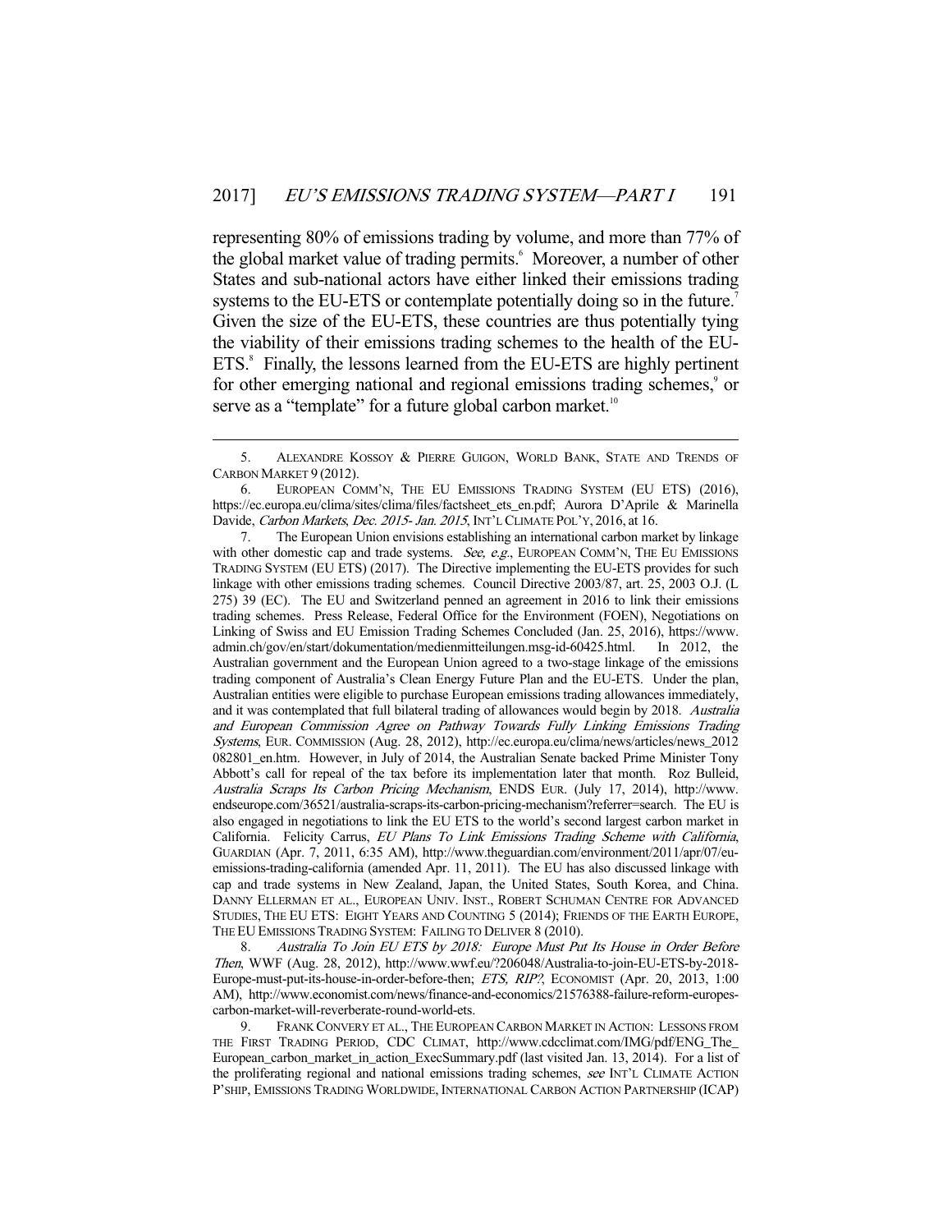representing 80% of emissions trading by volume, and more than 77% of the global market value of trading permits.[6] Moreover, a number of other States and sub-national actors have either linked their emissions trading systems to the EU-ETS or contemplate potentially doing so in the future.[7] Given the size of the EU-ETS, these countries are thus potentially tying the viability of their emissions trading schemes to the health of the EU-ETS.[8] Finally, the lessons learned from the EU-ETS are highly pertinent for other emerging national and regional emissions trading schemes,[9] or serve as a "template" for a future global carbon market.[10]

---

5. ALEXANDRE KOSSOY & PIERRE GUIGON, WORLD BANK, STATE AND TRENDS OF CARBON MARKET 9 (2012).

6. EUROPEAN COMM'N, THE EU EMISSIONS TRADING SYSTEM (EU ETS) (2016), https://ec.europa.eu/clima/sites/clima/files/factsheet_ets_en.pdf; Aurora D'Aprile & Marinella Davide, *Carbon Markets, Dec. 2015- Jan. 2015*, INT'L CLIMATE POL'Y, 2016, at 16.

7. The European Union envisions establishing an international carbon market by linkage with other domestic cap and trade systems. *See, e.g.*, EUROPEAN COMM'N, THE EU EMISSIONS TRADING SYSTEM (EU ETS) (2017). The Directive implementing the EU-ETS provides for such linkage with other emissions trading schemes. Council Directive 2003/87, art. 25, 2003 O.J. (L 275) 39 (EC). The EU and Switzerland penned an agreement in 2016 to link their emissions trading schemes. Press Release, Federal Office for the Environment (FOEN), Negotiations on Linking of Swiss and EU Emission Trading Schemes Concluded (Jan. 25, 2016), https://www.admin.ch/gov/en/start/dokumentation/medienmitteilungen.msg-id-60425.html. In 2012, the Australian government and the European Union agreed to a two-stage linkage of the emissions trading component of Australia's Clean Energy Future Plan and the EU-ETS. Under the plan, Australian entities were eligible to purchase European emissions trading allowances immediately, and it was contemplated that full bilateral trading of allowances would begin by 2018. *Australia and European Commission Agree on Pathway Towards Fully Linking Emissions Trading Systems*, EUR. COMMISSION (Aug. 28, 2012), http://ec.europa.eu/clima/news/articles/news_2012082801_en.htm. However, in July of 2014, the Australian Senate backed Prime Minister Tony Abbott's call for repeal of the tax before its implementation later that month. Roz Bulleid, *Australia Scraps Its Carbon Pricing Mechanism*, ENDS EUR. (July 17, 2014), http://www.endseurope.com/36521/australia-scraps-its-carbon-pricing-mechanism?referrer=search. The EU is also engaged in negotiations to link the EU ETS to the world's second largest carbon market in California. Felicity Carrus, *EU Plans To Link Emissions Trading Scheme with California*, GUARDIAN (Apr. 7, 2011, 6:35 AM), http://www.theguardian.com/environment/2011/apr/07/eu-emissions-trading-california (amended Apr. 11, 2011). The EU has also discussed linkage with cap and trade systems in New Zealand, Japan, the United States, South Korea, and China. DANNY ELLERMAN ET AL., EUROPEAN UNIV. INST., ROBERT SCHUMAN CENTRE FOR ADVANCED STUDIES, THE EU ETS: EIGHT YEARS AND COUNTING 5 (2014); FRIENDS OF THE EARTH EUROPE, THE EU EMISSIONS TRADING SYSTEM: FAILING TO DELIVER 8 (2010).

8. *Australia To Join EU ETS by 2018: Europe Must Put Its House in Order Before Then*, WWF (Aug. 28, 2012), http://www.wwf.eu/?206048/Australia-to-join-EU-ETS-by-2018-Europe-must-put-its-house-in-order-before-then; *ETS, RIP?*, ECONOMIST (Apr. 20, 2013, 1:00 AM), http://www.economist.com/news/finance-and-economics/21576388-failure-reform-europes-carbon-market-will-reverberate-round-world-ets.

9. FRANK CONVERY ET AL., THE EUROPEAN CARBON MARKET IN ACTION: LESSONS FROM THE FIRST TRADING PERIOD, CDC CLIMAT, http://www.cdcclimat.com/IMG/pdf/ENG_The_European_carbon_market_in_action_ExecSummary.pdf (last visited Jan. 13, 2014). For a list of the proliferating regional and national emissions trading schemes, *see* INT'L CLIMATE ACTION P'SHIP, EMISSIONS TRADING WORLDWIDE, INTERNATIONAL CARBON ACTION PARTNERSHIP (ICAP)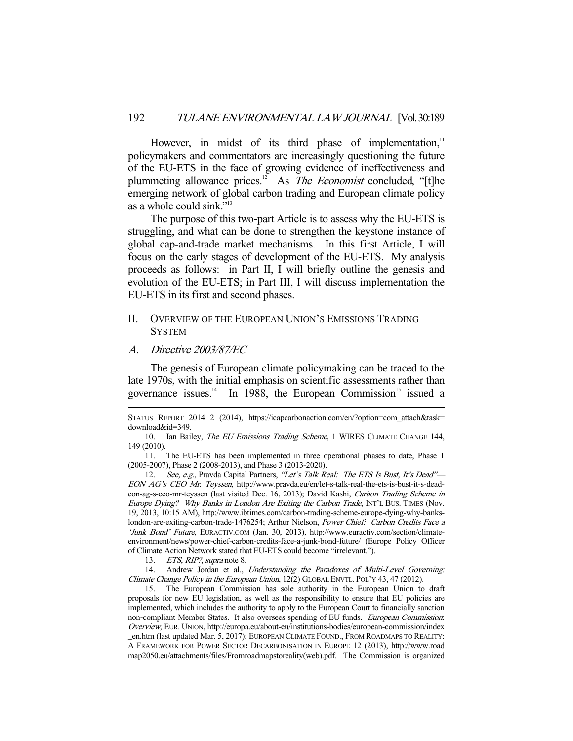However, in midst of its third phase of implementation,[11] policymakers and commentators are increasingly questioning the future of the EU-ETS in the face of growing evidence of ineffectiveness and plummeting allowance prices.[12] As *The Economist* concluded, "[t]he emerging network of global carbon trading and European climate policy as a whole could sink."[13]

The purpose of this two-part Article is to assess why the EU-ETS is struggling, and what can be done to strengthen the keystone instance of global cap-and-trade market mechanisms. In this first Article, I will focus on the early stages of development of the EU-ETS. My analysis proceeds as follows: in Part II, I will briefly outline the genesis and evolution of the EU-ETS; in Part III, I will discuss implementation the EU-ETS in its first and second phases.

## II. Overview of the European Union's Emissions Trading System

### A. *Directive 2003/87/EC*

The genesis of European climate policymaking can be traced to the late 1970s, with the initial emphasis on scientific assessments rather than governance issues.[14] In 1988, the European Commission[15] issued a

---

STATUS REPORT 2014 2 (2014), https://icapcarbonaction.com/en/?option=com_attach&task=download&id=349.

10. Ian Bailey, *The EU Emissions Trading Scheme*, 1 WIRES CLIMATE CHANGE 144, 149 (2010).

11. The EU-ETS has been implemented in three operational phases to date, Phase 1 (2005-2007), Phase 2 (2008-2013), and Phase 3 (2013-2020).

12. *See, e.g.*, Pravda Capital Partners, *"Let's Talk Real: The ETS Is Bust, It's Dead"—EON AG's CEO Mr. Teyssen*, http://www.pravda.eu/en/let-s-talk-real-the-ets-is-bust-it-s-dead-eon-ag-s-ceo-mr-teyssen (last visited Dec. 16, 2013); David Kashi, *Carbon Trading Scheme in Europe Dying? Why Banks in London Are Exiting the Carbon Trade*, INT'L BUS. TIMES (Nov. 19, 2013, 10:15 AM), http://www.ibtimes.com/carbon-trading-scheme-europe-dying-why-banks-london-are-exiting-carbon-trade-1476254; Arthur Nielson, *Power Chief: Carbon Credits Face a 'Junk Bond' Future*, EURACTIV.COM (Jan. 30, 2013), http://www.euractiv.com/section/climate-environment/news/power-chief-carbon-credits-face-a-junk-bond-future/ (Europe Policy Officer of Climate Action Network stated that EU-ETS could become "irrelevant.").

13. *ETS, RIP?*, *supra* note 8.

14. Andrew Jordan et al., *Understanding the Paradoxes of Multi-Level Governing: Climate Change Policy in the European Union*, 12(2) GLOBAL ENVTL. POL'Y 43, 47 (2012).

15. The European Commission has sole authority in the European Union to draft proposals for new EU legislation, as well as the responsibility to ensure that EU policies are implemented, which includes the authority to apply to the European Court to financially sanction non-compliant Member States. It also oversees spending of EU funds. *European Commission: Overview*, EUR. UNION, http://europa.eu/about-eu/institutions-bodies/european-commission/index_en.htm (last updated Mar. 5, 2017); EUROPEAN CLIMATE FOUND., FROM ROADMAPS TO REALITY: A FRAMEWORK FOR POWER SECTOR DECARBONISATION IN EUROPE 12 (2013), http://www.roadmap2050.eu/attachments/files/Fromroadmapstoreality(web).pdf. The Commission is organized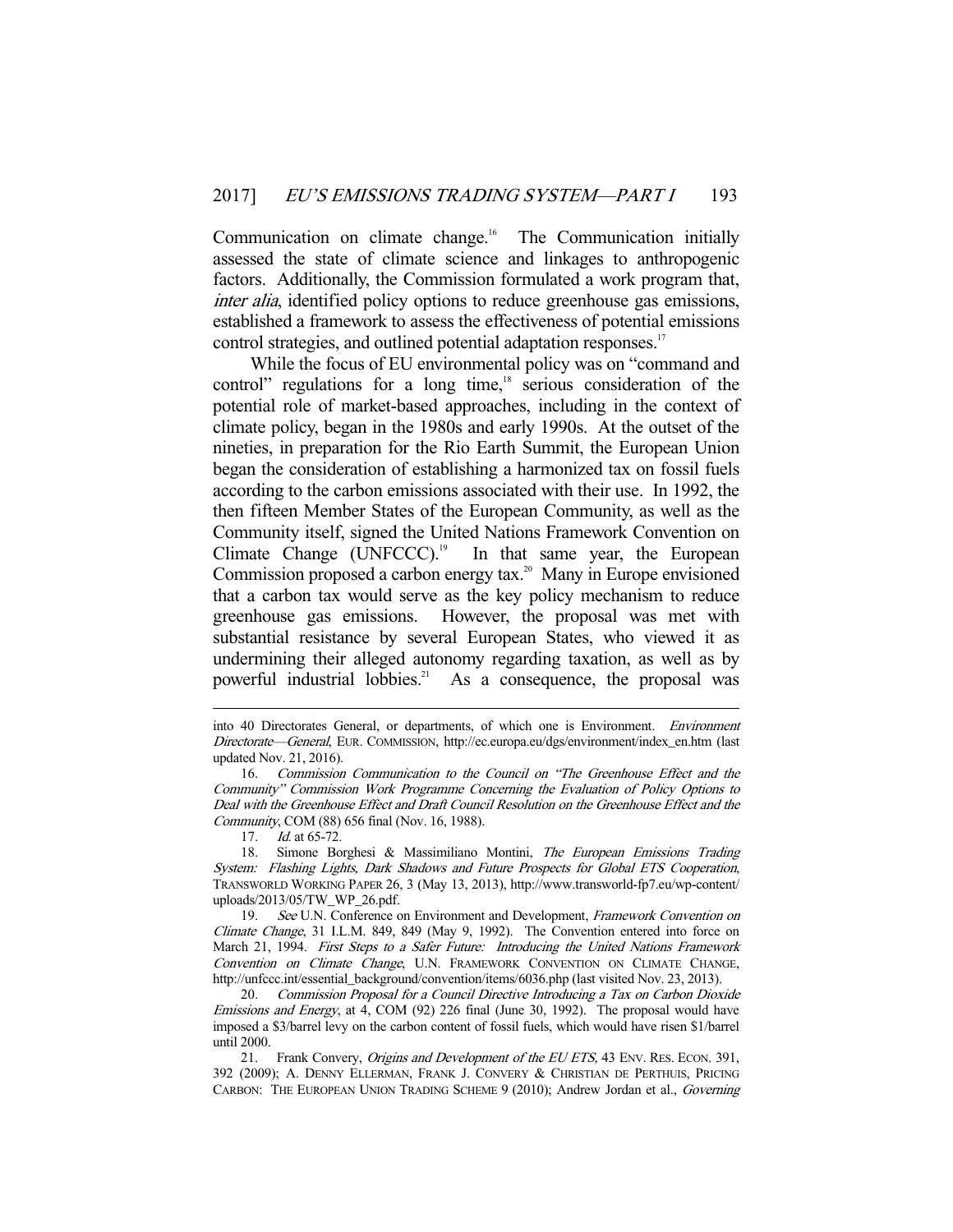Communication on climate change.[16] The Communication initially assessed the state of climate science and linkages to anthropogenic factors. Additionally, the Commission formulated a work program that, *inter alia*, identified policy options to reduce greenhouse gas emissions, established a framework to assess the effectiveness of potential emissions control strategies, and outlined potential adaptation responses.[17]

While the focus of EU environmental policy was on "command and control" regulations for a long time,[18] serious consideration of the potential role of market-based approaches, including in the context of climate policy, began in the 1980s and early 1990s. At the outset of the nineties, in preparation for the Rio Earth Summit, the European Union began the consideration of establishing a harmonized tax on fossil fuels according to the carbon emissions associated with their use. In 1992, the then fifteen Member States of the European Community, as well as the Community itself, signed the United Nations Framework Convention on Climate Change (UNFCCC).[19] In that same year, the European Commission proposed a carbon energy tax.[20] Many in Europe envisioned that a carbon tax would serve as the key policy mechanism to reduce greenhouse gas emissions. However, the proposal was met with substantial resistance by several European States, who viewed it as undermining their alleged autonomy regarding taxation, as well as by powerful industrial lobbies.[21] As a consequence, the proposal was

---

into 40 Directorates General, or departments, of which one is Environment. *Environment Directorate—General*, EUR. COMMISSION, http://ec.europa.eu/dgs/environment/index_en.htm (last updated Nov. 21, 2016).

16. *Commission Communication to the Council on "The Greenhouse Effect and the Community" Commission Work Programme Concerning the Evaluation of Policy Options to Deal with the Greenhouse Effect and Draft Council Resolution on the Greenhouse Effect and the Community*, COM (88) 656 final (Nov. 16, 1988).

17. *Id.* at 65-72.

18. Simone Borghesi & Massimiliano Montini, *The European Emissions Trading System: Flashing Lights, Dark Shadows and Future Prospects for Global ETS Cooperation*, TRANSWORLD WORKING PAPER 26, 3 (May 13, 2013), http://www.transworld-fp7.eu/wp-content/uploads/2013/05/TW_WP_26.pdf.

19. *See* U.N. Conference on Environment and Development, *Framework Convention on Climate Change*, 31 I.L.M. 849, 849 (May 9, 1992). The Convention entered into force on March 21, 1994. *First Steps to a Safer Future: Introducing the United Nations Framework Convention on Climate Change*, U.N. FRAMEWORK CONVENTION ON CLIMATE CHANGE, http://unfccc.int/essential_background/convention/items/6036.php (last visited Nov. 23, 2013).

20. *Commission Proposal for a Council Directive Introducing a Tax on Carbon Dioxide Emissions and Energy*, at 4, COM (92) 226 final (June 30, 1992). The proposal would have imposed a $3/barrel levy on the carbon content of fossil fuels, which would have risen $1/barrel until 2000.

21. Frank Convery, *Origins and Development of the EU ETS*, 43 ENV. RES. ECON. 391, 392 (2009); A. DENNY ELLERMAN, FRANK J. CONVERY & CHRISTIAN DE PERTHUIS, PRICING CARBON: THE EUROPEAN UNION TRADING SCHEME 9 (2010); Andrew Jordan et al., *Governing*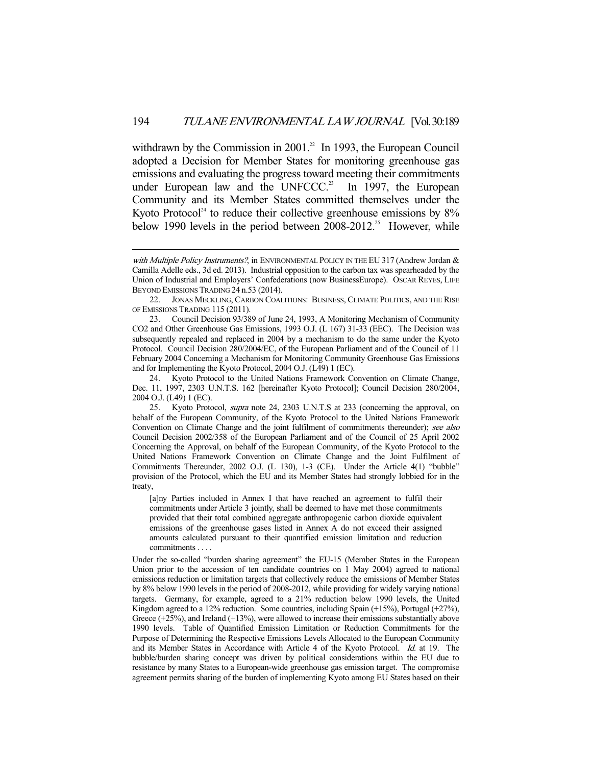withdrawn by the Commission in 2001.[22] In 1993, the European Council adopted a Decision for Member States for monitoring greenhouse gas emissions and evaluating the progress toward meeting their commitments under European law and the UNFCCC.[23] In 1997, the European Community and its Member States committed themselves under the Kyoto Protocol[24] to reduce their collective greenhouse emissions by 8% below 1990 levels in the period between 2008-2012.[25] However, while

---

*with Multiple Policy Instruments?*, in ENVIRONMENTAL POLICY IN THE EU 317 (Andrew Jordan & Camilla Adelle eds., 3d ed. 2013). Industrial opposition to the carbon tax was spearheaded by the Union of Industrial and Employers' Confederations (now BusinessEurope). OSCAR REYES, LIFE BEYOND EMISSIONS TRADING 24 n.53 (2014).

22. JONAS MECKLING, CARBON COALITIONS: BUSINESS, CLIMATE POLITICS, AND THE RISE OF EMISSIONS TRADING 115 (2011).

23. Council Decision 93/389 of June 24, 1993, A Monitoring Mechanism of Community CO2 and Other Greenhouse Gas Emissions, 1993 O.J. (L 167) 31-33 (EEC). The Decision was subsequently repealed and replaced in 2004 by a mechanism to do the same under the Kyoto Protocol. Council Decision 280/2004/EC, of the European Parliament and of the Council of 11 February 2004 Concerning a Mechanism for Monitoring Community Greenhouse Gas Emissions and for Implementing the Kyoto Protocol, 2004 O.J. (L49) 1 (EC).

24. Kyoto Protocol to the United Nations Framework Convention on Climate Change, Dec. 11, 1997, 2303 U.N.T.S. 162 [hereinafter Kyoto Protocol]; Council Decision 280/2004, 2004 O.J. (L49) 1 (EC).

25. Kyoto Protocol, *supra* note 24, 2303 U.N.T.S at 233 (concerning the approval, on behalf of the European Community, of the Kyoto Protocol to the United Nations Framework Convention on Climate Change and the joint fulfilment of commitments thereunder); *see also* Council Decision 2002/358 of the European Parliament and of the Council of 25 April 2002 Concerning the Approval, on behalf of the European Community, of the Kyoto Protocol to the United Nations Framework Convention on Climate Change and the Joint Fulfilment of Commitments Thereunder, 2002 O.J. (L 130), 1-3 (CE). Under the Article 4(1) "bubble" provision of the Protocol, which the EU and its Member States had strongly lobbied for in the treaty,

> [a]ny Parties included in Annex I that have reached an agreement to fulfil their commitments under Article 3 jointly, shall be deemed to have met those commitments provided that their total combined aggregate anthropogenic carbon dioxide equivalent emissions of the greenhouse gases listed in Annex A do not exceed their assigned amounts calculated pursuant to their quantified emission limitation and reduction commitments . . . .

Under the so-called "burden sharing agreement" the EU-15 (Member States in the European Union prior to the accession of ten candidate countries on 1 May 2004) agreed to national emissions reduction or limitation targets that collectively reduce the emissions of Member States by 8% below 1990 levels in the period of 2008-2012, while providing for widely varying national targets. Germany, for example, agreed to a 21% reduction below 1990 levels, the United Kingdom agreed to a 12% reduction. Some countries, including Spain (+15%), Portugal (+27%), Greece (+25%), and Ireland (+13%), were allowed to increase their emissions substantially above 1990 levels. Table of Quantified Emission Limitation or Reduction Commitments for the Purpose of Determining the Respective Emissions Levels Allocated to the European Community and its Member States in Accordance with Article 4 of the Kyoto Protocol. *Id.* at 19. The bubble/burden sharing concept was driven by political considerations within the EU due to resistance by many States to a European-wide greenhouse gas emission target. The compromise agreement permits sharing of the burden of implementing Kyoto among EU States based on their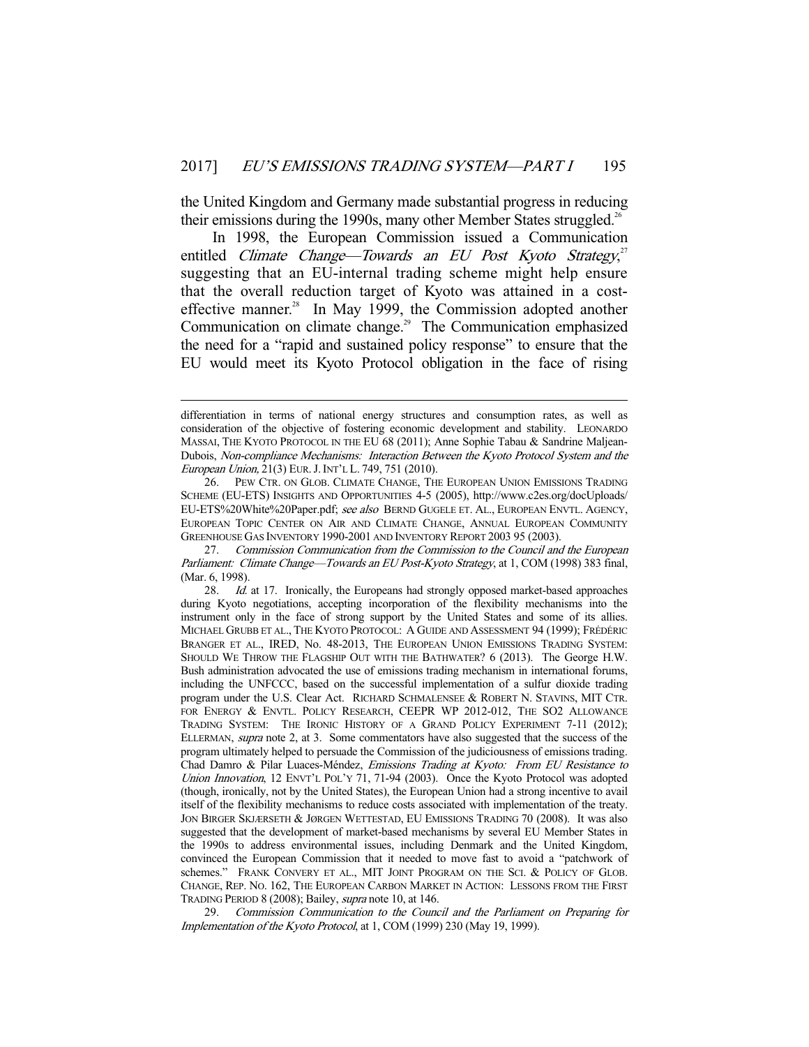the United Kingdom and Germany made substantial progress in reducing their emissions during the 1990s, many other Member States struggled.[26]

In 1998, the European Commission issued a Communication entitled *Climate Change—Towards an EU Post Kyoto Strategy*,[27] suggesting that an EU-internal trading scheme might help ensure that the overall reduction target of Kyoto was attained in a cost-effective manner.[28] In May 1999, the Commission adopted another Communication on climate change.[29] The Communication emphasized the need for a "rapid and sustained policy response" to ensure that the EU would meet its Kyoto Protocol obligation in the face of rising

---

differentiation in terms of national energy structures and consumption rates, as well as consideration of the objective of fostering economic development and stability. LEONARDO MASSAI, THE KYOTO PROTOCOL IN THE EU 68 (2011); Anne Sophie Tabau & Sandrine Maljean-Dubois, *Non-compliance Mechanisms: Interaction Between the Kyoto Protocol System and the European Union,* 21(3) EUR. J. INT'L L. 749, 751 (2010).

26. PEW CTR. ON GLOB. CLIMATE CHANGE, THE EUROPEAN UNION EMISSIONS TRADING SCHEME (EU-ETS) INSIGHTS AND OPPORTUNITIES 4-5 (2005), http://www.c2es.org/docUploads/EU-ETS%20White%20Paper.pdf; *see also* BERND GUGELE ET. AL., EUROPEAN ENVTL. AGENCY, EUROPEAN TOPIC CENTER ON AIR AND CLIMATE CHANGE, ANNUAL EUROPEAN COMMUNITY GREENHOUSE GAS INVENTORY 1990-2001 AND INVENTORY REPORT 2003 95 (2003).

27. *Commission Communication from the Commission to the Council and the European Parliament: Climate Change—Towards an EU Post-Kyoto Strategy*, at 1, COM (1998) 383 final, (Mar. 6, 1998).

28. *Id.* at 17. Ironically, the Europeans had strongly opposed market-based approaches during Kyoto negotiations, accepting incorporation of the flexibility mechanisms into the instrument only in the face of strong support by the United States and some of its allies. MICHAEL GRUBB ET AL., THE KYOTO PROTOCOL: A GUIDE AND ASSESSMENT 94 (1999); FRÉDÉRIC BRANGER ET AL., IRED, NO. 48-2013, THE EUROPEAN UNION EMISSIONS TRADING SYSTEM: SHOULD WE THROW THE FLAGSHIP OUT WITH THE BATHWATER? 6 (2013). The George H.W. Bush administration advocated the use of emissions trading mechanism in international forums, including the UNFCCC, based on the successful implementation of a sulfur dioxide trading program under the U.S. Clear Act. RICHARD SCHMALENSEE & ROBERT N. STAVINS, MIT CTR. FOR ENERGY & ENVTL. POLICY RESEARCH, CEEPR WP 2012-012, THE SO2 ALLOWANCE TRADING SYSTEM: THE IRONIC HISTORY OF A GRAND POLICY EXPERIMENT 7-11 (2012); ELLERMAN, *supra* note 2, at 3. Some commentators have also suggested that the success of the program ultimately helped to persuade the Commission of the judiciousness of emissions trading. Chad Damro & Pilar Luaces-Méndez, *Emissions Trading at Kyoto: From EU Resistance to Union Innovation*, 12 ENVT'L POL'Y 71, 71-94 (2003). Once the Kyoto Protocol was adopted (though, ironically, not by the United States), the European Union had a strong incentive to avail itself of the flexibility mechanisms to reduce costs associated with implementation of the treaty. JON BIRGER SKJÆRSETH & JØRGEN WETTESTAD, EU EMISSIONS TRADING 70 (2008). It was also suggested that the development of market-based mechanisms by several EU Member States in the 1990s to address environmental issues, including Denmark and the United Kingdom, convinced the European Commission that it needed to move fast to avoid a "patchwork of schemes." FRANK CONVERY ET AL., MIT JOINT PROGRAM ON THE SCI. & POLICY OF GLOB. CHANGE, REP. NO. 162, THE EUROPEAN CARBON MARKET IN ACTION: LESSONS FROM THE FIRST TRADING PERIOD 8 (2008); Bailey, *supra* note 10, at 146.

29. *Commission Communication to the Council and the Parliament on Preparing for Implementation of the Kyoto Protocol*, at 1, COM (1999) 230 (May 19, 1999).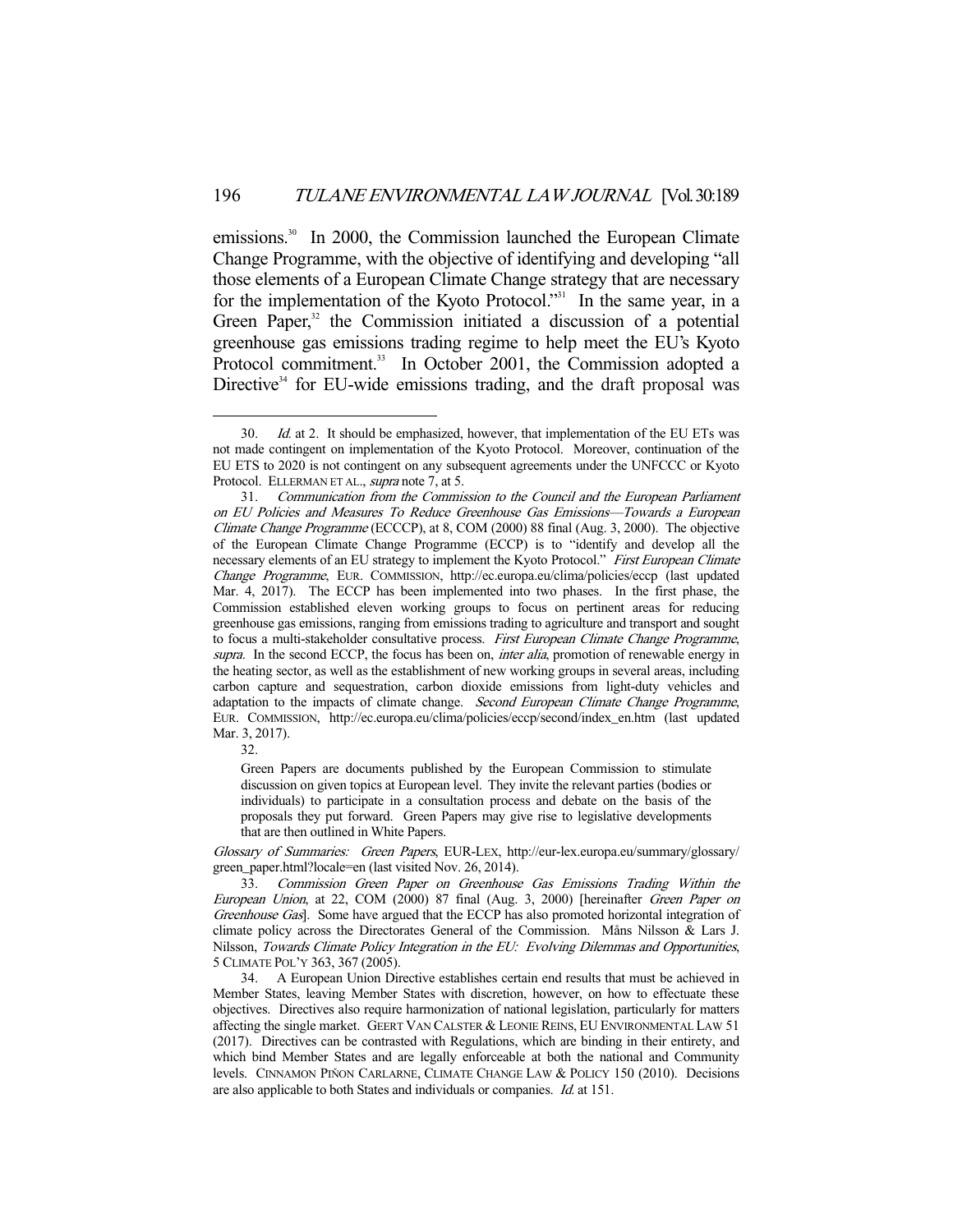emissions.[30] In 2000, the Commission launched the European Climate Change Programme, with the objective of identifying and developing "all those elements of a European Climate Change strategy that are necessary for the implementation of the Kyoto Protocol."[31] In the same year, in a Green Paper,[32] the Commission initiated a discussion of a potential greenhouse gas emissions trading regime to help meet the EU's Kyoto Protocol commitment.[33] In October 2001, the Commission adopted a Directive[34] for EU-wide emissions trading, and the draft proposal was

---

30. *Id.* at 2. It should be emphasized, however, that implementation of the EU ETs was not made contingent on implementation of the Kyoto Protocol. Moreover, continuation of the EU ETS to 2020 is not contingent on any subsequent agreements under the UNFCCC or Kyoto Protocol. ELLERMAN ET AL., *supra* note 7, at 5.

31. *Communication from the Commission to the Council and the European Parliament on EU Policies and Measures To Reduce Greenhouse Gas Emissions—Towards a European Climate Change Programme* (ECCCP), at 8, COM (2000) 88 final (Aug. 3, 2000). The objective of the European Climate Change Programme (ECCP) is to "identify and develop all the necessary elements of an EU strategy to implement the Kyoto Protocol." *First European Climate Change Programme*, EUR. COMMISSION, http://ec.europa.eu/clima/policies/eccp (last updated Mar. 4, 2017). The ECCP has been implemented into two phases. In the first phase, the Commission established eleven working groups to focus on pertinent areas for reducing greenhouse gas emissions, ranging from emissions trading to agriculture and transport and sought to focus a multi-stakeholder consultative process. *First European Climate Change Programme*, *supra*. In the second ECCP, the focus has been on, *inter alia*, promotion of renewable energy in the heating sector, as well as the establishment of new working groups in several areas, including carbon capture and sequestration, carbon dioxide emissions from light-duty vehicles and adaptation to the impacts of climate change. *Second European Climate Change Programme*, EUR. COMMISSION, http://ec.europa.eu/clima/policies/eccp/second/index_en.htm (last updated Mar. 3, 2017).

32.

> Green Papers are documents published by the European Commission to stimulate discussion on given topics at European level. They invite the relevant parties (bodies or individuals) to participate in a consultation process and debate on the basis of the proposals they put forward. Green Papers may give rise to legislative developments that are then outlined in White Papers.

*Glossary of Summaries: Green Papers*, EUR-LEX, http://eur-lex.europa.eu/summary/glossary/green_paper.html?locale=en (last visited Nov. 26, 2014).

33. *Commission Green Paper on Greenhouse Gas Emissions Trading Within the European Union*, at 22, COM (2000) 87 final (Aug. 3, 2000) [hereinafter *Green Paper on Greenhouse Gas*]. Some have argued that the ECCP has also promoted horizontal integration of climate policy across the Directorates General of the Commission. Måns Nilsson & Lars J. Nilsson, *Towards Climate Policy Integration in the EU: Evolving Dilemmas and Opportunities*, 5 CLIMATE POL'Y 363, 367 (2005).

34. A European Union Directive establishes certain end results that must be achieved in Member States, leaving Member States with discretion, however, on how to effectuate these objectives. Directives also require harmonization of national legislation, particularly for matters affecting the single market. GEERT VAN CALSTER & LEONIE REINS, EU ENVIRONMENTAL LAW 51 (2017). Directives can be contrasted with Regulations, which are binding in their entirety, and which bind Member States and are legally enforceable at both the national and Community levels. CINNAMON PIÑON CARLARNE, CLIMATE CHANGE LAW & POLICY 150 (2010). Decisions are also applicable to both States and individuals or companies. *Id.* at 151.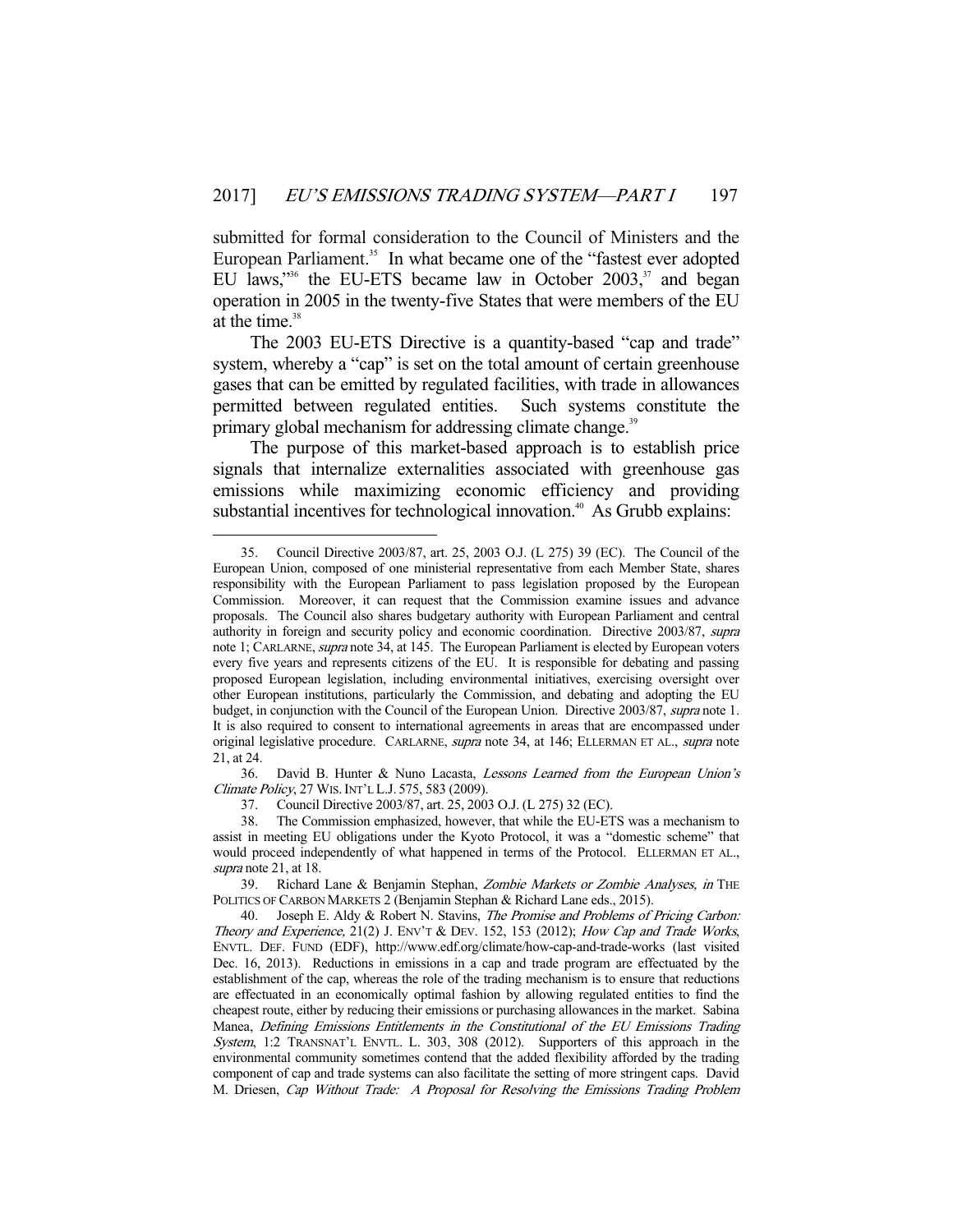submitted for formal consideration to the Council of Ministers and the European Parliament.[35] In what became one of the "fastest ever adopted EU laws,"[36] the EU-ETS became law in October 2003,[37] and began operation in 2005 in the twenty-five States that were members of the EU at the time.[38]

The 2003 EU-ETS Directive is a quantity-based "cap and trade" system, whereby a "cap" is set on the total amount of certain greenhouse gases that can be emitted by regulated facilities, with trade in allowances permitted between regulated entities. Such systems constitute the primary global mechanism for addressing climate change.[39]

The purpose of this market-based approach is to establish price signals that internalize externalities associated with greenhouse gas emissions while maximizing economic efficiency and providing substantial incentives for technological innovation.[40] As Grubb explains:

---

35. Council Directive 2003/87, art. 25, 2003 O.J. (L 275) 39 (EC). The Council of the European Union, composed of one ministerial representative from each Member State, shares responsibility with the European Parliament to pass legislation proposed by the European Commission. Moreover, it can request that the Commission examine issues and advance proposals. The Council also shares budgetary authority with European Parliament and central authority in foreign and security policy and economic coordination. Directive 2003/87, *supra* note 1; CARLARNE, *supra* note 34, at 145. The European Parliament is elected by European voters every five years and represents citizens of the EU. It is responsible for debating and passing proposed European legislation, including environmental initiatives, exercising oversight over other European institutions, particularly the Commission, and debating and adopting the EU budget, in conjunction with the Council of the European Union. Directive 2003/87, *supra* note 1. It is also required to consent to international agreements in areas that are encompassed under original legislative procedure. CARLARNE, *supra* note 34, at 146; ELLERMAN ET AL., *supra* note 21, at 24.

36. David B. Hunter & Nuno Lacasta, *Lessons Learned from the European Union's Climate Policy*, 27 WIS. INT'L L.J. 575, 583 (2009).

37. Council Directive 2003/87, art. 25, 2003 O.J. (L 275) 32 (EC).

38. The Commission emphasized, however, that while the EU-ETS was a mechanism to assist in meeting EU obligations under the Kyoto Protocol, it was a "domestic scheme" that would proceed independently of what happened in terms of the Protocol. ELLERMAN ET AL., *supra* note 21, at 18.

39. Richard Lane & Benjamin Stephan, *Zombie Markets or Zombie Analyses, in* THE POLITICS OF CARBON MARKETS 2 (Benjamin Stephan & Richard Lane eds., 2015).

40. Joseph E. Aldy & Robert N. Stavins, *The Promise and Problems of Pricing Carbon: Theory and Experience,* 21(2) J. ENV'T & DEV. 152, 153 (2012); *How Cap and Trade Works*, ENVTL. DEF. FUND (EDF), http://www.edf.org/climate/how-cap-and-trade-works (last visited Dec. 16, 2013). Reductions in emissions in a cap and trade program are effectuated by the establishment of the cap, whereas the role of the trading mechanism is to ensure that reductions are effectuated in an economically optimal fashion by allowing regulated entities to find the cheapest route, either by reducing their emissions or purchasing allowances in the market. Sabina Manea, *Defining Emissions Entitlements in the Constitutional of the EU Emissions Trading System*, 1:2 TRANSNAT'L ENVTL. L. 303, 308 (2012). Supporters of this approach in the environmental community sometimes contend that the added flexibility afforded by the trading component of cap and trade systems can also facilitate the setting of more stringent caps. David M. Driesen, *Cap Without Trade: A Proposal for Resolving the Emissions Trading Problem*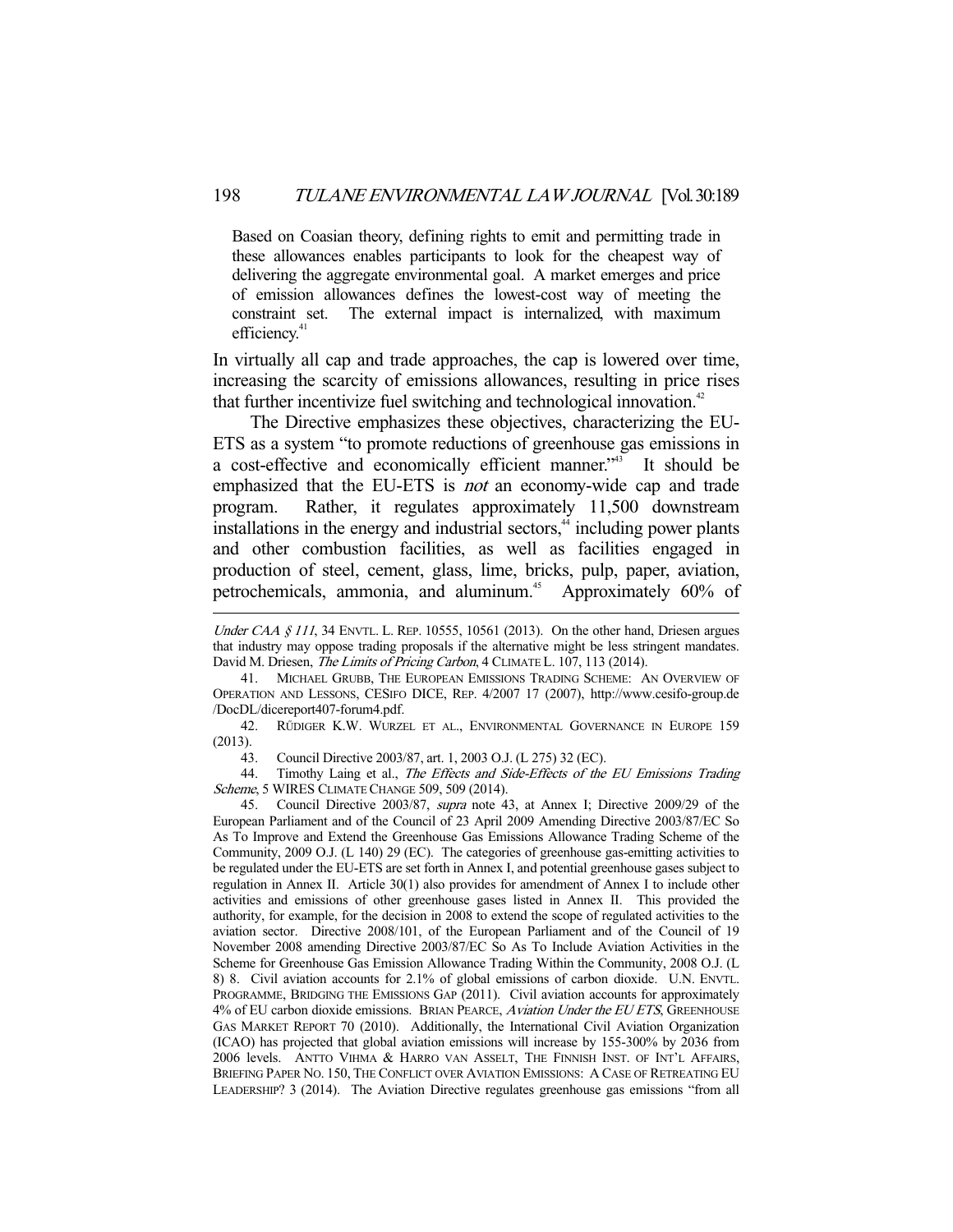> Based on Coasian theory, defining rights to emit and permitting trade in these allowances enables participants to look for the cheapest way of delivering the aggregate environmental goal. A market emerges and price of emission allowances defines the lowest-cost way of meeting the constraint set. The external impact is internalized, with maximum efficiency.[41]

In virtually all cap and trade approaches, the cap is lowered over time, increasing the scarcity of emissions allowances, resulting in price rises that further incentivize fuel switching and technological innovation.[42]

The Directive emphasizes these objectives, characterizing the EU-ETS as a system "to promote reductions of greenhouse gas emissions in a cost-effective and economically efficient manner."[43] It should be emphasized that the EU-ETS is *not* an economy-wide cap and trade program. Rather, it regulates approximately 11,500 downstream installations in the energy and industrial sectors,[44] including power plants and other combustion facilities, as well as facilities engaged in production of steel, cement, glass, lime, bricks, pulp, paper, aviation, petrochemicals, ammonia, and aluminum.[45] Approximately 60% of

---

*Under CAA § 111*, 34 ENVTL. L. REP. 10555, 10561 (2013). On the other hand, Driesen argues that industry may oppose trading proposals if the alternative might be less stringent mandates. David M. Driesen, *The Limits of Pricing Carbon*, 4 CLIMATE L. 107, 113 (2014).

41. MICHAEL GRUBB, THE EUROPEAN EMISSIONS TRADING SCHEME: AN OVERVIEW OF OPERATION AND LESSONS, CESIFO DICE, REP. 4/2007 17 (2007), http://www.cesifo-group.de/DocDL/dicereport407-forum4.pdf.

42. RÜDIGER K.W. WURZEL ET AL., ENVIRONMENTAL GOVERNANCE IN EUROPE 159 (2013).

43. Council Directive 2003/87, art. 1, 2003 O.J. (L 275) 32 (EC).

44. Timothy Laing et al., *The Effects and Side-Effects of the EU Emissions Trading Scheme*, 5 WIRES CLIMATE CHANGE 509, 509 (2014).

45. Council Directive 2003/87, *supra* note 43, at Annex I; Directive 2009/29 of the European Parliament and of the Council of 23 April 2009 Amending Directive 2003/87/EC So As To Improve and Extend the Greenhouse Gas Emissions Allowance Trading Scheme of the Community, 2009 O.J. (L 140) 29 (EC). The categories of greenhouse gas-emitting activities to be regulated under the EU-ETS are set forth in Annex I, and potential greenhouse gases subject to regulation in Annex II. Article 30(1) also provides for amendment of Annex I to include other activities and emissions of other greenhouse gases listed in Annex II. This provided the authority, for example, for the decision in 2008 to extend the scope of regulated activities to the aviation sector. Directive 2008/101, of the European Parliament and of the Council of 19 November 2008 amending Directive 2003/87/EC So As To Include Aviation Activities in the Scheme for Greenhouse Gas Emission Allowance Trading Within the Community, 2008 O.J. (L 8) 8. Civil aviation accounts for 2.1% of global emissions of carbon dioxide. U.N. ENVTL. PROGRAMME, BRIDGING THE EMISSIONS GAP (2011). Civil aviation accounts for approximately 4% of EU carbon dioxide emissions. BRIAN PEARCE, *Aviation Under the EU ETS*, GREENHOUSE GAS MARKET REPORT 70 (2010). Additionally, the International Civil Aviation Organization (ICAO) has projected that global aviation emissions will increase by 155-300% by 2036 from 2006 levels. ANTTO VIHMA & HARRO VAN ASSELT, THE FINNISH INST. OF INT'L AFFAIRS, BRIEFING PAPER NO. 150, THE CONFLICT OVER AVIATION EMISSIONS: A CASE OF RETREATING EU LEADERSHIP? 3 (2014). The Aviation Directive regulates greenhouse gas emissions "from all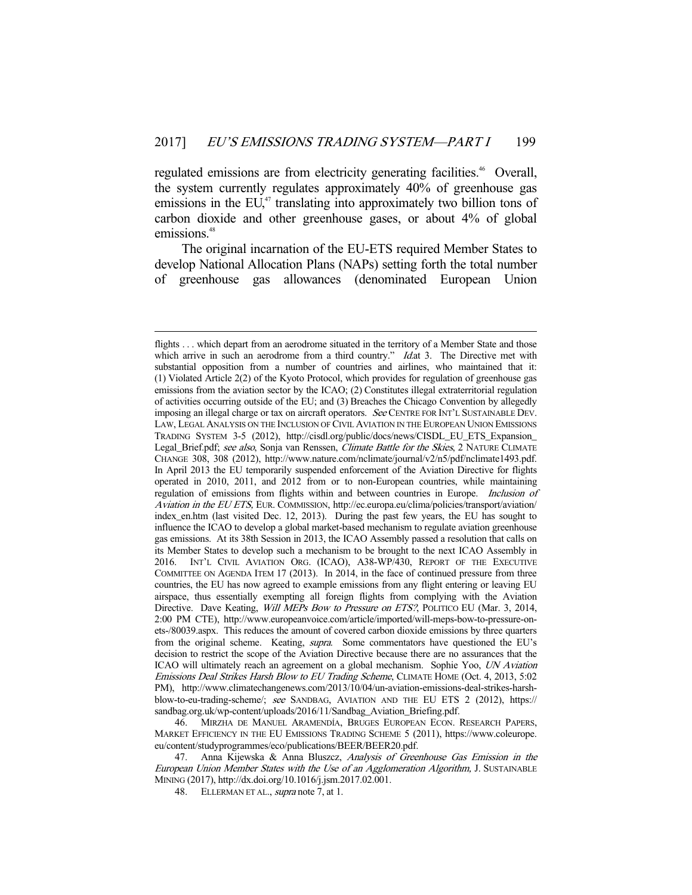regulated emissions are from electricity generating facilities.[46] Overall, the system currently regulates approximately 40% of greenhouse gas emissions in the EU,[47] translating into approximately two billion tons of carbon dioxide and other greenhouse gases, or about 4% of global emissions.[48]

The original incarnation of the EU-ETS required Member States to develop National Allocation Plans (NAPs) setting forth the total number of greenhouse gas allowances (denominated European Union

---

flights . . . which depart from an aerodrome situated in the territory of a Member State and those which arrive in such an aerodrome from a third country." *Id.*at 3. The Directive met with substantial opposition from a number of countries and airlines, who maintained that it: (1) Violated Article 2(2) of the Kyoto Protocol, which provides for regulation of greenhouse gas emissions from the aviation sector by the ICAO; (2) Constitutes illegal extraterritorial regulation of activities occurring outside of the EU; and (3) Breaches the Chicago Convention by allegedly imposing an illegal charge or tax on aircraft operators. *See* CENTRE FOR INT'L SUSTAINABLE DEV. LAW, LEGAL ANALYSIS ON THE INCLUSION OF CIVIL AVIATION IN THE EUROPEAN UNION EMISSIONS TRADING SYSTEM 3-5 (2012), http://cisdl.org/public/docs/news/CISDL_EU_ETS_Expansion_Legal_Brief.pdf; *see also*, Sonja van Renssen, *Climate Battle for the Skies*, 2 NATURE CLIMATE CHANGE 308, 308 (2012), http://www.nature.com/nclimate/journal/v2/n5/pdf/nclimate1493.pdf. In April 2013 the EU temporarily suspended enforcement of the Aviation Directive for flights operated in 2010, 2011, and 2012 from or to non-European countries, while maintaining regulation of emissions from flights within and between countries in Europe. *Inclusion of Aviation in the EU ETS,* EUR. COMMISSION, http://ec.europa.eu/clima/policies/transport/aviation/index_en.htm (last visited Dec. 12, 2013). During the past few years, the EU has sought to influence the ICAO to develop a global market-based mechanism to regulate aviation greenhouse gas emissions. At its 38th Session in 2013, the ICAO Assembly passed a resolution that calls on its Member States to develop such a mechanism to be brought to the next ICAO Assembly in 2016. INT'L CIVIL AVIATION ORG. (ICAO), A38-WP/430, REPORT OF THE EXECUTIVE COMMITTEE ON AGENDA ITEM 17 (2013). In 2014, in the face of continued pressure from three countries, the EU has now agreed to example emissions from any flight entering or leaving EU airspace, thus essentially exempting all foreign flights from complying with the Aviation Directive. Dave Keating, *Will MEPs Bow to Pressure on ETS?*, POLITICO EU (Mar. 3, 2014, 2:00 PM CTE), http://www.europeanvoice.com/article/imported/will-meps-bow-to-pressure-on-ets-/80039.aspx. This reduces the amount of covered carbon dioxide emissions by three quarters from the original scheme. Keating, *supra*. Some commentators have questioned the EU's decision to restrict the scope of the Aviation Directive because there are no assurances that the ICAO will ultimately reach an agreement on a global mechanism. Sophie Yoo, *UN Aviation Emissions Deal Strikes Harsh Blow to EU Trading Scheme*, CLIMATE HOME (Oct. 4, 2013, 5:02 PM), http://www.climatechangenews.com/2013/10/04/un-aviation-emissions-deal-strikes-harsh-blow-to-eu-trading-scheme/; *see* SANDBAG, AVIATION AND THE EU ETS 2 (2012), https://sandbag.org.uk/wp-content/uploads/2016/11/Sandbag_Aviation_Briefing.pdf.

46. MIRZHA DE MANUEL ARAMENDÍA, BRUGES EUROPEAN ECON. RESEARCH PAPERS, MARKET EFFICIENCY IN THE EU EMISSIONS TRADING SCHEME 5 (2011), https://www.coleurope.eu/content/studyprogrammes/eco/publications/BEER/BEER20.pdf.

47. Anna Kijewska & Anna Bluszcz, *Analysis of Greenhouse Gas Emission in the European Union Member States with the Use of an Agglomeration Algorithm,* J. SUSTAINABLE MINING (2017), http://dx.doi.org/10.1016/j.jsm.2017.02.001.

48. ELLERMAN ET AL., *supra* note 7, at 1.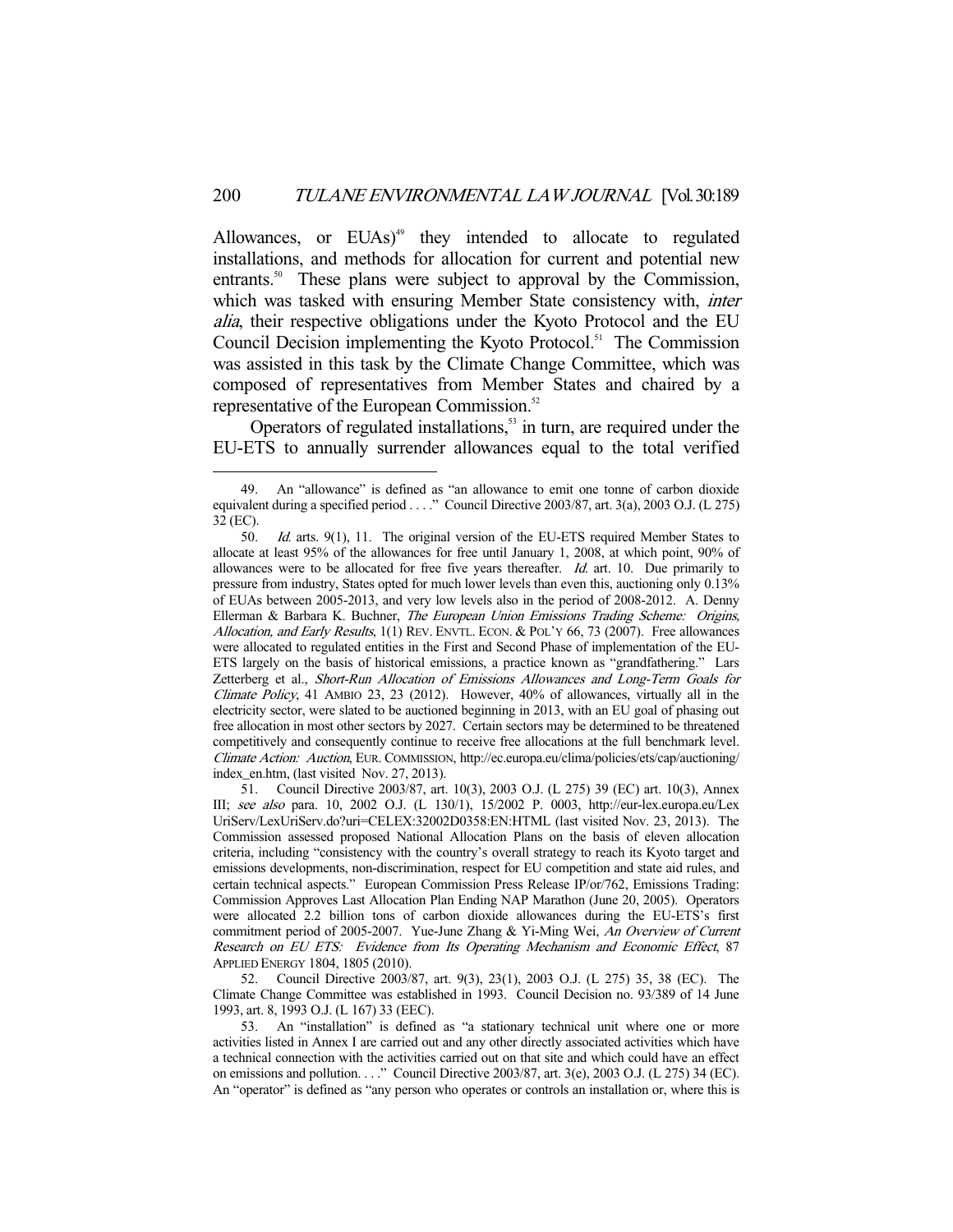Allowances, or EUAs)[49] they intended to allocate to regulated installations, and methods for allocation for current and potential new entrants.[50] These plans were subject to approval by the Commission, which was tasked with ensuring Member State consistency with, *inter alia*, their respective obligations under the Kyoto Protocol and the EU Council Decision implementing the Kyoto Protocol.[51] The Commission was assisted in this task by the Climate Change Committee, which was composed of representatives from Member States and chaired by a representative of the European Commission.[52]

Operators of regulated installations,[53] in turn, are required under the EU-ETS to annually surrender allowances equal to the total verified

---

49. An "allowance" is defined as "an allowance to emit one tonne of carbon dioxide equivalent during a specified period . . . ." Council Directive 2003/87, art. 3(a), 2003 O.J. (L 275) 32 (EC).

50. *Id.* arts. 9(1), 11. The original version of the EU-ETS required Member States to allocate at least 95% of the allowances for free until January 1, 2008, at which point, 90% of allowances were to be allocated for free five years thereafter. *Id.* art. 10. Due primarily to pressure from industry, States opted for much lower levels than even this, auctioning only 0.13% of EUAs between 2005-2013, and very low levels also in the period of 2008-2012. A. Denny Ellerman & Barbara K. Buchner, *The European Union Emissions Trading Scheme: Origins, Allocation, and Early Results*, 1(1) REV. ENVTL. ECON. & POL'Y 66, 73 (2007). Free allowances were allocated to regulated entities in the First and Second Phase of implementation of the EU-ETS largely on the basis of historical emissions, a practice known as "grandfathering." Lars Zetterberg et al., *Short-Run Allocation of Emissions Allowances and Long-Term Goals for Climate Policy*, 41 AMBIO 23, 23 (2012). However, 40% of allowances, virtually all in the electricity sector, were slated to be auctioned beginning in 2013, with an EU goal of phasing out free allocation in most other sectors by 2027. Certain sectors may be determined to be threatened competitively and consequently continue to receive free allocations at the full benchmark level. *Climate Action: Auction*, EUR. COMMISSION, http://ec.europa.eu/clima/policies/ets/cap/auctioning/index_en.htm, (last visited Nov. 27, 2013).

51. Council Directive 2003/87, art. 10(3), 2003 O.J. (L 275) 39 (EC) art. 10(3), Annex III; *see also* para. 10, 2002 O.J. (L 130/1), 15/2002 P. 0003, http://eur-lex.europa.eu/LexUriServ/LexUriServ.do?uri=CELEX:32002D0358:EN:HTML (last visited Nov. 23, 2013). The Commission assessed proposed National Allocation Plans on the basis of eleven allocation criteria, including "consistency with the country's overall strategy to reach its Kyoto target and emissions developments, non-discrimination, respect for EU competition and state aid rules, and certain technical aspects." European Commission Press Release IP/or/762, Emissions Trading: Commission Approves Last Allocation Plan Ending NAP Marathon (June 20, 2005). Operators were allocated 2.2 billion tons of carbon dioxide allowances during the EU-ETS's first commitment period of 2005-2007. Yue-June Zhang & Yi-Ming Wei, *An Overview of Current Research on EU ETS: Evidence from Its Operating Mechanism and Economic Effect*, 87 APPLIED ENERGY 1804, 1805 (2010).

52. Council Directive 2003/87, art. 9(3), 23(1), 2003 O.J. (L 275) 35, 38 (EC). The Climate Change Committee was established in 1993. Council Decision no. 93/389 of 14 June 1993, art. 8, 1993 O.J. (L 167) 33 (EEC).

53. An "installation" is defined as "a stationary technical unit where one or more activities listed in Annex I are carried out and any other directly associated activities which have a technical connection with the activities carried out on that site and which could have an effect on emissions and pollution. . . ." Council Directive 2003/87, art. 3(e), 2003 O.J. (L 275) 34 (EC). An "operator" is defined as "any person who operates or controls an installation or, where this is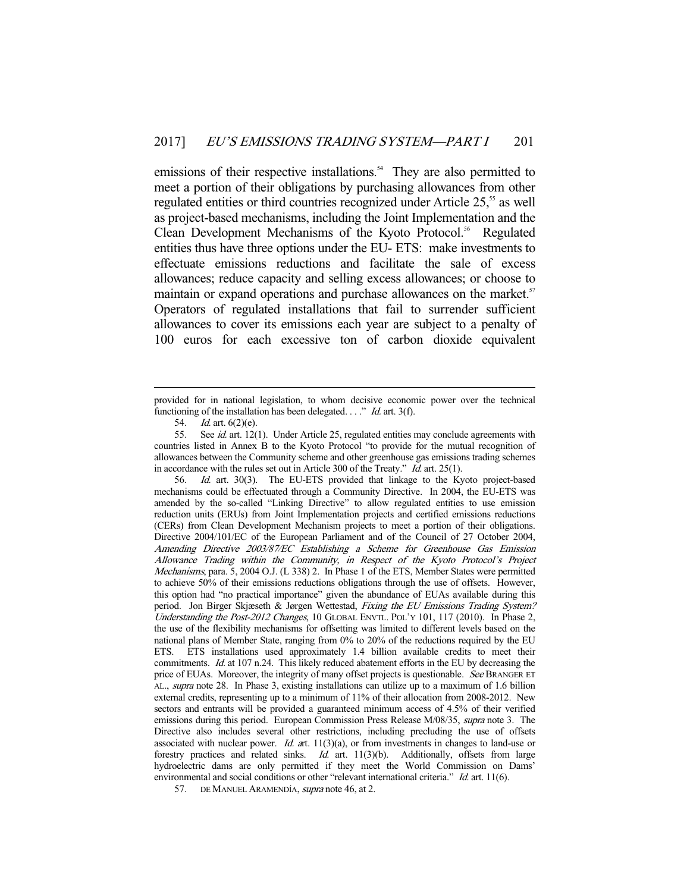emissions of their respective installations.[54] They are also permitted to meet a portion of their obligations by purchasing allowances from other regulated entities or third countries recognized under Article 25,[55] as well as project-based mechanisms, including the Joint Implementation and the Clean Development Mechanisms of the Kyoto Protocol.[56] Regulated entities thus have three options under the EU- ETS: make investments to effectuate emissions reductions and facilitate the sale of excess allowances; reduce capacity and selling excess allowances; or choose to maintain or expand operations and purchase allowances on the market.[57] Operators of regulated installations that fail to surrender sufficient allowances to cover its emissions each year are subject to a penalty of 100 euros for each excessive ton of carbon dioxide equivalent

---

provided for in national legislation, to whom decisive economic power over the technical functioning of the installation has been delegated. . . ." *Id.* art. 3(f).

54. *Id.* art. 6(2)(e).

55. See *id.* art. 12(1). Under Article 25, regulated entities may conclude agreements with countries listed in Annex B to the Kyoto Protocol "to provide for the mutual recognition of allowances between the Community scheme and other greenhouse gas emissions trading schemes in accordance with the rules set out in Article 300 of the Treaty." *Id.* art. 25(1).

56. *Id.* art. 30(3). The EU-ETS provided that linkage to the Kyoto project-based mechanisms could be effectuated through a Community Directive. In 2004, the EU-ETS was amended by the so-called "Linking Directive" to allow regulated entities to use emission reduction units (ERUs) from Joint Implementation projects and certified emissions reductions (CERs) from Clean Development Mechanism projects to meet a portion of their obligations. Directive 2004/101/EC of the European Parliament and of the Council of 27 October 2004, *Amending Directive 2003/87/EC Establishing a Scheme for Greenhouse Gas Emission Allowance Trading within the Community, in Respect of the Kyoto Protocol's Project Mechanisms*, para. 5, 2004 O.J. (L 338) 2. In Phase 1 of the ETS, Member States were permitted to achieve 50% of their emissions reductions obligations through the use of offsets. However, this option had "no practical importance" given the abundance of EUAs available during this period. Jon Birger Skjæseth & Jørgen Wettestad, *Fixing the EU Emissions Trading System? Understanding the Post-2012 Changes*, 10 GLOBAL ENVTL. POL'Y 101, 117 (2010). In Phase 2, the use of the flexibility mechanisms for offsetting was limited to different levels based on the national plans of Member State, ranging from 0% to 20% of the reductions required by the EU ETS. ETS installations used approximately 1.4 billion available credits to meet their commitments. *Id.* at 107 n.24. This likely reduced abatement efforts in the EU by decreasing the price of EUAs. Moreover, the integrity of many offset projects is questionable. *See* BRANGER ET AL., *supra* note 28. In Phase 3, existing installations can utilize up to a maximum of 1.6 billion external credits, representing up to a minimum of 11% of their allocation from 2008-2012. New sectors and entrants will be provided a guaranteed minimum access of 4.5% of their verified emissions during this period. European Commission Press Release M/08/35, *supra* note 3. The Directive also includes several other restrictions, including precluding the use of offsets associated with nuclear power. *Id.* art. 11(3)(a), or from investments in changes to land-use or forestry practices and related sinks. *Id.* art. 11(3)(b). Additionally, offsets from large hydroelectric dams are only permitted if they meet the World Commission on Dams' environmental and social conditions or other "relevant international criteria." *Id.* art. 11(6).

57. DE MANUEL ARAMENDÍA, *supra* note 46, at 2.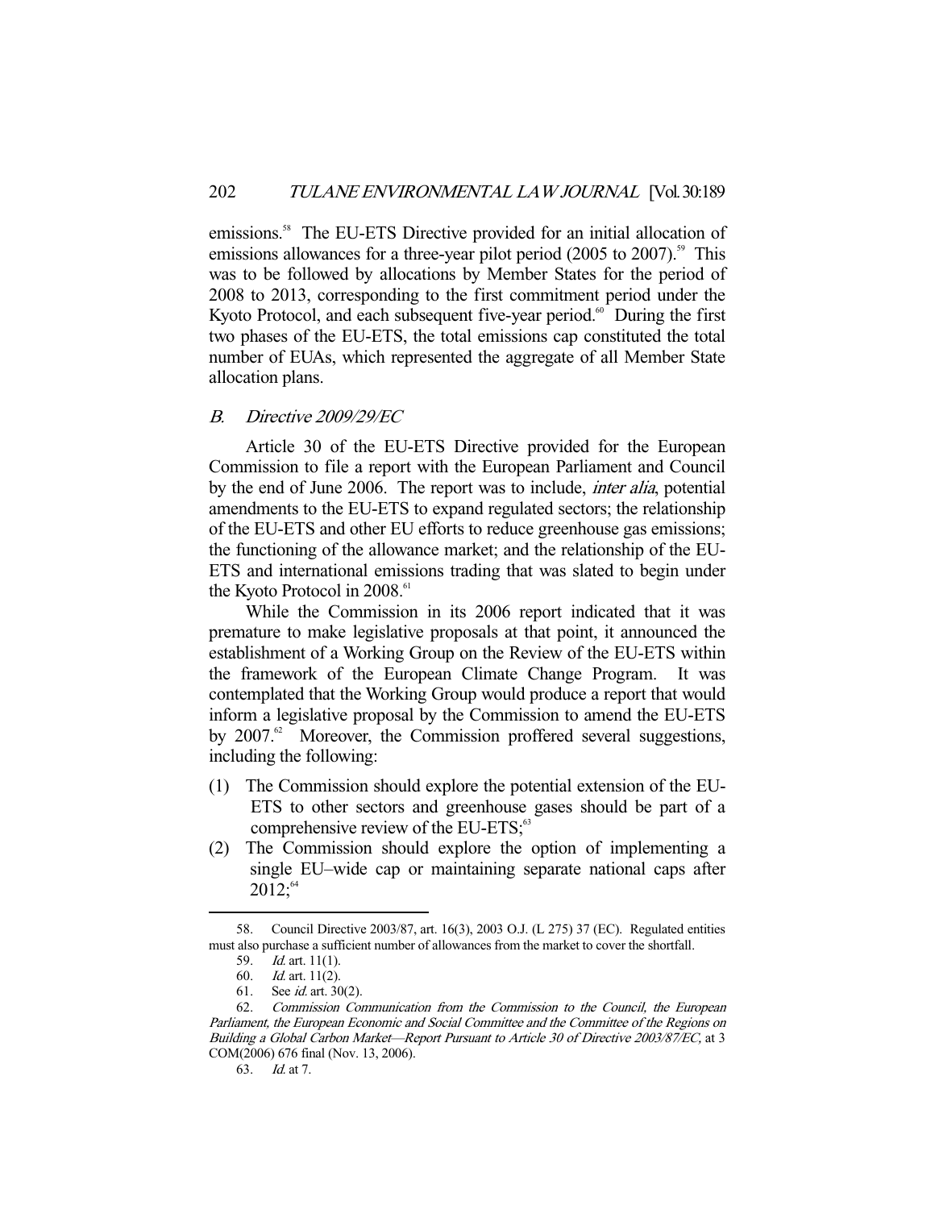emissions.[58] The EU-ETS Directive provided for an initial allocation of emissions allowances for a three-year pilot period (2005 to 2007).[59] This was to be followed by allocations by Member States for the period of 2008 to 2013, corresponding to the first commitment period under the Kyoto Protocol, and each subsequent five-year period.[60] During the first two phases of the EU-ETS, the total emissions cap constituted the total number of EUAs, which represented the aggregate of all Member State allocation plans.

### *B. Directive 2009/29/EC*

Article 30 of the EU-ETS Directive provided for the European Commission to file a report with the European Parliament and Council by the end of June 2006. The report was to include, *inter alia*, potential amendments to the EU-ETS to expand regulated sectors; the relationship of the EU-ETS and other EU efforts to reduce greenhouse gas emissions; the functioning of the allowance market; and the relationship of the EU-ETS and international emissions trading that was slated to begin under the Kyoto Protocol in 2008.[61]

While the Commission in its 2006 report indicated that it was premature to make legislative proposals at that point, it announced the establishment of a Working Group on the Review of the EU-ETS within the framework of the European Climate Change Program. It was contemplated that the Working Group would produce a report that would inform a legislative proposal by the Commission to amend the EU-ETS by 2007.[62] Moreover, the Commission proffered several suggestions, including the following:

(1) The Commission should explore the potential extension of the EU-ETS to other sectors and greenhouse gases should be part of a comprehensive review of the EU-ETS;[63]

(2) The Commission should explore the option of implementing a single EU–wide cap or maintaining separate national caps after 2012;[64]

---

58. Council Directive 2003/87, art. 16(3), 2003 O.J. (L 275) 37 (EC). Regulated entities must also purchase a sufficient number of allowances from the market to cover the shortfall.

59. *Id.* art. 11(1).

60. *Id.* art. 11(2).

61. See *id.* art. 30(2).

62. *Commission Communication from the Commission to the Council, the European Parliament, the European Economic and Social Committee and the Committee of the Regions on Building a Global Carbon Market—Report Pursuant to Article 30 of Directive 2003/87/EC*, at 3 COM(2006) 676 final (Nov. 13, 2006).

63. *Id.* at 7.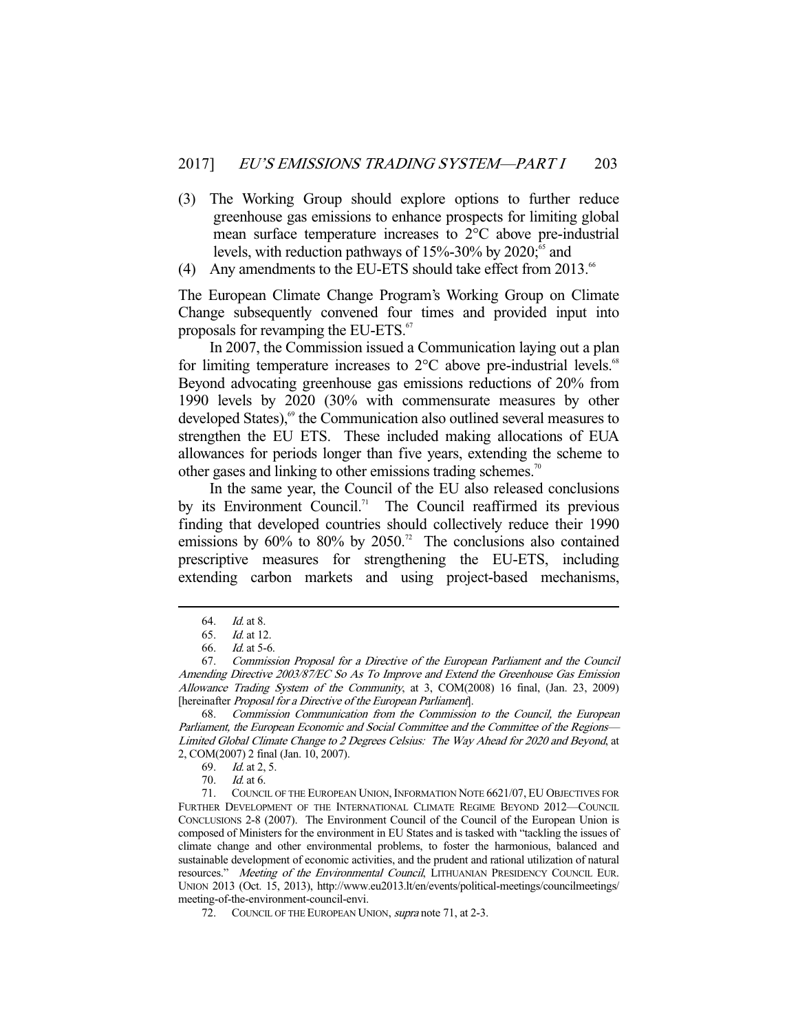(3) The Working Group should explore options to further reduce greenhouse gas emissions to enhance prospects for limiting global mean surface temperature increases to 2°C above pre-industrial levels, with reduction pathways of 15%-30% by 2020;[65] and

(4) Any amendments to the EU-ETS should take effect from 2013.[66]

The European Climate Change Program's Working Group on Climate Change subsequently convened four times and provided input into proposals for revamping the EU-ETS.[67]

In 2007, the Commission issued a Communication laying out a plan for limiting temperature increases to 2°C above pre-industrial levels.[68] Beyond advocating greenhouse gas emissions reductions of 20% from 1990 levels by 2020 (30% with commensurate measures by other developed States),[69] the Communication also outlined several measures to strengthen the EU ETS. These included making allocations of EUA allowances for periods longer than five years, extending the scheme to other gases and linking to other emissions trading schemes.[70]

In the same year, the Council of the EU also released conclusions by its Environment Council.[71] The Council reaffirmed its previous finding that developed countries should collectively reduce their 1990 emissions by 60% to 80% by 2050.[72] The conclusions also contained prescriptive measures for strengthening the EU-ETS, including extending carbon markets and using project-based mechanisms,

---

64. *Id.* at 8.

65. *Id.* at 12.

66. *Id.* at 5-6.

67. *Commission Proposal for a Directive of the European Parliament and the Council Amending Directive 2003/87/EC So As To Improve and Extend the Greenhouse Gas Emission Allowance Trading System of the Community*, at 3, COM(2008) 16 final, (Jan. 23, 2009) [hereinafter *Proposal for a Directive of the European Parliament*].

68. *Commission Communication from the Commission to the Council, the European Parliament, the European Economic and Social Committee and the Committee of the Regions—Limited Global Climate Change to 2 Degrees Celsius: The Way Ahead for 2020 and Beyond*, at 2, COM(2007) 2 final (Jan. 10, 2007).

69. *Id.* at 2, 5.

70. *Id.* at 6.

71. COUNCIL OF THE EUROPEAN UNION, INFORMATION NOTE 6621/07, EU OBJECTIVES FOR FURTHER DEVELOPMENT OF THE INTERNATIONAL CLIMATE REGIME BEYOND 2012—COUNCIL CONCLUSIONS 2-8 (2007). The Environment Council of the Council of the European Union is composed of Ministers for the environment in EU States and is tasked with "tackling the issues of climate change and other environmental problems, to foster the harmonious, balanced and sustainable development of economic activities, and the prudent and rational utilization of natural resources." *Meeting of the Environmental Council*, LITHUANIAN PRESIDENCY COUNCIL EUR. UNION 2013 (Oct. 15, 2013), http://www.eu2013.lt/en/events/political-meetings/councilmeetings/meeting-of-the-environment-council-envi.

72. COUNCIL OF THE EUROPEAN UNION, *supra* note 71, at 2-3.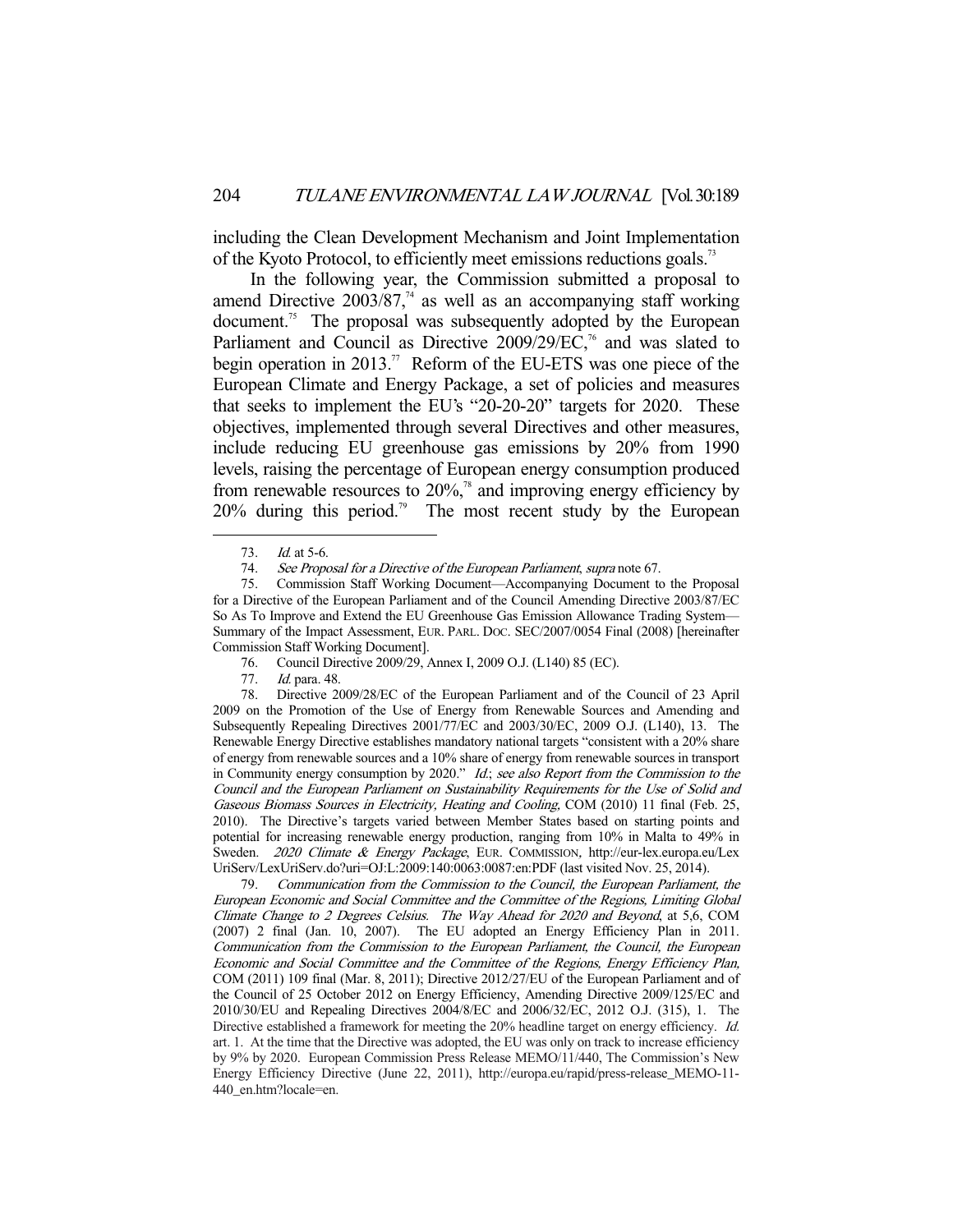including the Clean Development Mechanism and Joint Implementation of the Kyoto Protocol, to efficiently meet emissions reductions goals.[73]

In the following year, the Commission submitted a proposal to amend Directive 2003/87,[74] as well as an accompanying staff working document.[75] The proposal was subsequently adopted by the European Parliament and Council as Directive 2009/29/EC,[76] and was slated to begin operation in 2013.[77] Reform of the EU-ETS was one piece of the European Climate and Energy Package, a set of policies and measures that seeks to implement the EU's "20-20-20" targets for 2020. These objectives, implemented through several Directives and other measures, include reducing EU greenhouse gas emissions by 20% from 1990 levels, raising the percentage of European energy consumption produced from renewable resources to 20%,[78] and improving energy efficiency by 20% during this period.[79] The most recent study by the European

---

73. *Id.* at 5-6.

74. *See Proposal for a Directive of the European Parliament*, *supra* note 67.

75. Commission Staff Working Document—Accompanying Document to the Proposal for a Directive of the European Parliament and of the Council Amending Directive 2003/87/EC So As To Improve and Extend the EU Greenhouse Gas Emission Allowance Trading System—Summary of the Impact Assessment, EUR. PARL. DOC. SEC/2007/0054 Final (2008) [hereinafter Commission Staff Working Document].

76. Council Directive 2009/29, Annex I, 2009 O.J. (L140) 85 (EC).

77. *Id.* para. 48.

78. Directive 2009/28/EC of the European Parliament and of the Council of 23 April 2009 on the Promotion of the Use of Energy from Renewable Sources and Amending and Subsequently Repealing Directives 2001/77/EC and 2003/30/EC, 2009 O.J. (L140), 13. The Renewable Energy Directive establishes mandatory national targets "consistent with a 20% share of energy from renewable sources and a 10% share of energy from renewable sources in transport in Community energy consumption by 2020." *Id.*; *see also Report from the Commission to the Council and the European Parliament on Sustainability Requirements for the Use of Solid and Gaseous Biomass Sources in Electricity, Heating and Cooling,* COM (2010) 11 final (Feb. 25, 2010). The Directive's targets varied between Member States based on starting points and potential for increasing renewable energy production, ranging from 10% in Malta to 49% in Sweden. *2020 Climate & Energy Package*, EUR. COMMISSION, http://eur-lex.europa.eu/LexUriServ/LexUriServ.do?uri=OJ:L:2009:140:0063:0087:en:PDF (last visited Nov. 25, 2014).

79. *Communication from the Commission to the Council, the European Parliament, the European Economic and Social Committee and the Committee of the Regions, Limiting Global Climate Change to 2 Degrees Celsius. The Way Ahead for 2020 and Beyond*, at 5,6, COM (2007) 2 final (Jan. 10, 2007). The EU adopted an Energy Efficiency Plan in 2011. *Communication from the Commission to the European Parliament, the Council, the European Economic and Social Committee and the Committee of the Regions, Energy Efficiency Plan,* COM (2011) 109 final (Mar. 8, 2011); Directive 2012/27/EU of the European Parliament and of the Council of 25 October 2012 on Energy Efficiency, Amending Directive 2009/125/EC and 2010/30/EU and Repealing Directives 2004/8/EC and 2006/32/EC, 2012 O.J. (315), 1. The Directive established a framework for meeting the 20% headline target on energy efficiency. *Id.* art. 1. At the time that the Directive was adopted, the EU was only on track to increase efficiency by 9% by 2020. European Commission Press Release MEMO/11/440, The Commission's New Energy Efficiency Directive (June 22, 2011), http://europa.eu/rapid/press-release_MEMO-11-440_en.htm?locale=en.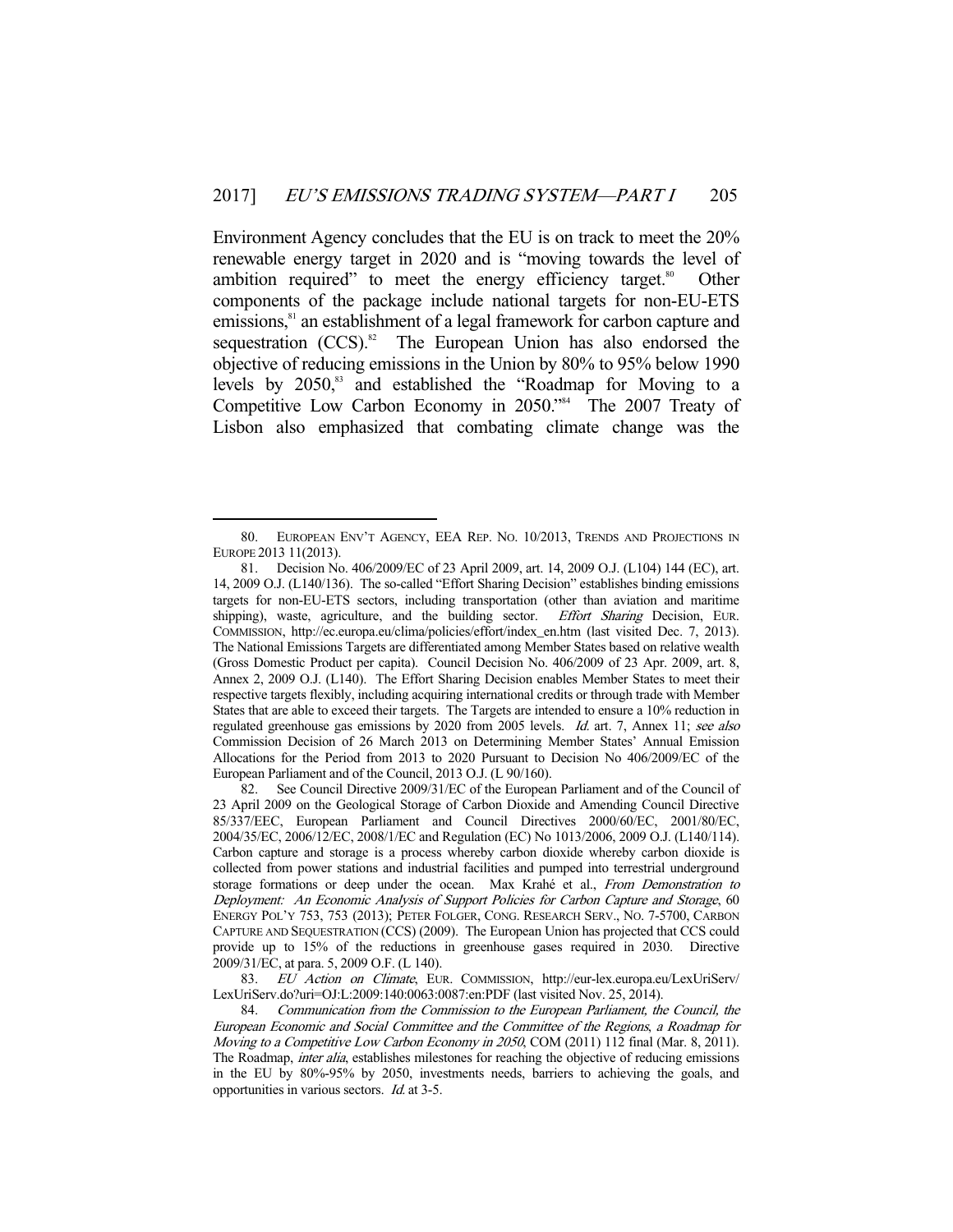Environment Agency concludes that the EU is on track to meet the 20% renewable energy target in 2020 and is "moving towards the level of ambition required" to meet the energy efficiency target.[80] Other components of the package include national targets for non-EU-ETS emissions,[81] an establishment of a legal framework for carbon capture and sequestration (CCS).[82] The European Union has also endorsed the objective of reducing emissions in the Union by 80% to 95% below 1990 levels by 2050,[83] and established the "Roadmap for Moving to a Competitive Low Carbon Economy in 2050."[84] The 2007 Treaty of Lisbon also emphasized that combating climate change was the

---

80. EUROPEAN ENV'T AGENCY, EEA REP. NO. 10/2013, TRENDS AND PROJECTIONS IN EUROPE 2013 11(2013).

81. Decision No. 406/2009/EC of 23 April 2009, art. 14, 2009 O.J. (L104) 144 (EC), art. 14, 2009 O.J. (L140/136). The so-called "Effort Sharing Decision" establishes binding emissions targets for non-EU-ETS sectors, including transportation (other than aviation and maritime shipping), waste, agriculture, and the building sector. *Effort Sharing* Decision, EUR. COMMISSION, http://ec.europa.eu/clima/policies/effort/index_en.htm (last visited Dec. 7, 2013). The National Emissions Targets are differentiated among Member States based on relative wealth (Gross Domestic Product per capita). Council Decision No. 406/2009 of 23 Apr. 2009, art. 8, Annex 2, 2009 O.J. (L140). The Effort Sharing Decision enables Member States to meet their respective targets flexibly, including acquiring international credits or through trade with Member States that are able to exceed their targets. The Targets are intended to ensure a 10% reduction in regulated greenhouse gas emissions by 2020 from 2005 levels. *Id.* art. 7, Annex 11; *see also* Commission Decision of 26 March 2013 on Determining Member States' Annual Emission Allocations for the Period from 2013 to 2020 Pursuant to Decision No 406/2009/EC of the European Parliament and of the Council, 2013 O.J. (L 90/160).

82. See Council Directive 2009/31/EC of the European Parliament and of the Council of 23 April 2009 on the Geological Storage of Carbon Dioxide and Amending Council Directive 85/337/EEC, European Parliament and Council Directives 2000/60/EC, 2001/80/EC, 2004/35/EC, 2006/12/EC, 2008/1/EC and Regulation (EC) No 1013/2006, 2009 O.J. (L140/114). Carbon capture and storage is a process whereby carbon dioxide whereby carbon dioxide is collected from power stations and industrial facilities and pumped into terrestrial underground storage formations or deep under the ocean. Max Krahé et al., *From Demonstration to Deployment: An Economic Analysis of Support Policies for Carbon Capture and Storage*, 60 ENERGY POL'Y 753, 753 (2013); PETER FOLGER, CONG. RESEARCH SERV., NO. 7-5700, CARBON CAPTURE AND SEQUESTRATION (CCS) (2009). The European Union has projected that CCS could provide up to 15% of the reductions in greenhouse gases required in 2030. Directive 2009/31/EC, at para. 5, 2009 O.F. (L 140).

83. *EU Action on Climate*, EUR. COMMISSION, http://eur-lex.europa.eu/LexUriServ/LexUriServ.do?uri=OJ:L:2009:140:0063:0087:en:PDF (last visited Nov. 25, 2014).

84. *Communication from the Commission to the European Parliament, the Council, the European Economic and Social Committee and the Committee of the Regions*, *a Roadmap for Moving to a Competitive Low Carbon Economy in 2050*, COM (2011) 112 final (Mar. 8, 2011). The Roadmap, *inter alia*, establishes milestones for reaching the objective of reducing emissions in the EU by 80%-95% by 2050, investments needs, barriers to achieving the goals, and opportunities in various sectors. *Id.* at 3-5.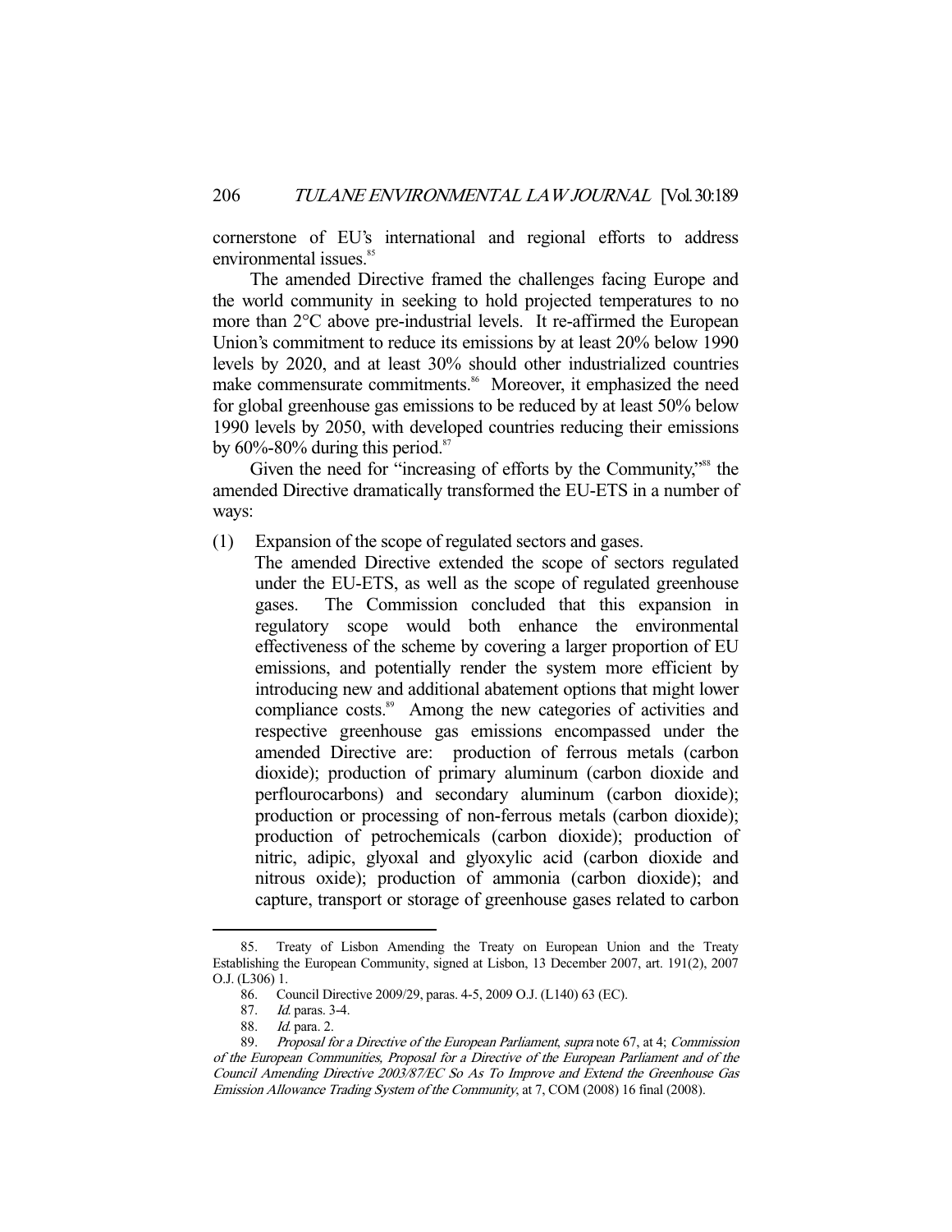cornerstone of EU's international and regional efforts to address environmental issues.[85]

The amended Directive framed the challenges facing Europe and the world community in seeking to hold projected temperatures to no more than 2°C above pre-industrial levels. It re-affirmed the European Union's commitment to reduce its emissions by at least 20% below 1990 levels by 2020, and at least 30% should other industrialized countries make commensurate commitments.[86] Moreover, it emphasized the need for global greenhouse gas emissions to be reduced by at least 50% below 1990 levels by 2050, with developed countries reducing their emissions by 60%-80% during this period.[87]

Given the need for "increasing of efforts by the Community,"[88] the amended Directive dramatically transformed the EU-ETS in a number of ways:

(1) Expansion of the scope of regulated sectors and gases.

The amended Directive extended the scope of sectors regulated under the EU-ETS, as well as the scope of regulated greenhouse gases. The Commission concluded that this expansion in regulatory scope would both enhance the environmental effectiveness of the scheme by covering a larger proportion of EU emissions, and potentially render the system more efficient by introducing new and additional abatement options that might lower compliance costs.[89] Among the new categories of activities and respective greenhouse gas emissions encompassed under the amended Directive are: production of ferrous metals (carbon dioxide); production of primary aluminum (carbon dioxide and perflourocarbons) and secondary aluminum (carbon dioxide); production or processing of non-ferrous metals (carbon dioxide); production of petrochemicals (carbon dioxide); production of nitric, adipic, glyoxal and glyoxylic acid (carbon dioxide and nitrous oxide); production of ammonia (carbon dioxide); and capture, transport or storage of greenhouse gases related to carbon

---

85. Treaty of Lisbon Amending the Treaty on European Union and the Treaty Establishing the European Community, signed at Lisbon, 13 December 2007, art. 191(2), 2007 O.J. (L306) 1.

86. Council Directive 2009/29, paras. 4-5, 2009 O.J. (L140) 63 (EC).

87. *Id.* paras. 3-4.

88. *Id.* para. 2.

89. *Proposal for a Directive of the European Parliament*, *supra* note 67, at 4; *Commission of the European Communities, Proposal for a Directive of the European Parliament and of the Council Amending Directive 2003/87/EC So As To Improve and Extend the Greenhouse Gas Emission Allowance Trading System of the Community*, at 7, COM (2008) 16 final (2008).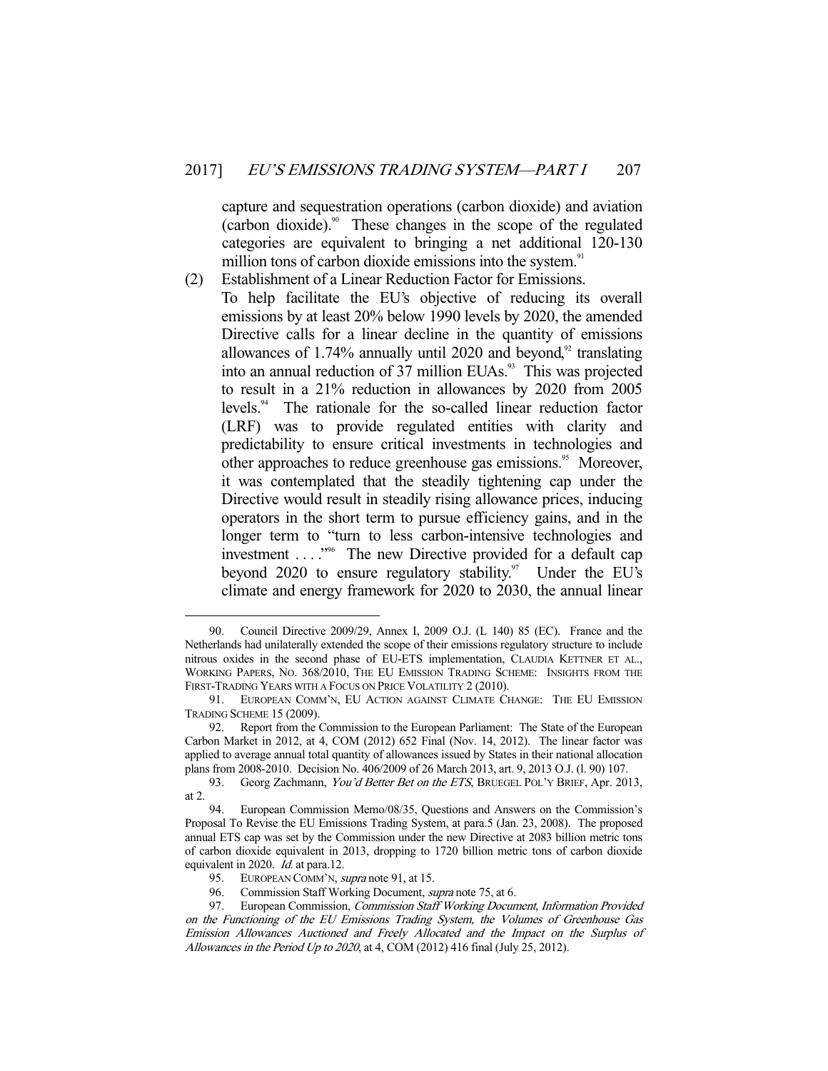capture and sequestration operations (carbon dioxide) and aviation (carbon dioxide).[90] These changes in the scope of the regulated categories are equivalent to bringing a net additional 120-130 million tons of carbon dioxide emissions into the system.[91]

(2) Establishment of a Linear Reduction Factor for Emissions.

To help facilitate the EU's objective of reducing its overall emissions by at least 20% below 1990 levels by 2020, the amended Directive calls for a linear decline in the quantity of emissions allowances of 1.74% annually until 2020 and beyond,[92] translating into an annual reduction of 37 million EUAs.[93] This was projected to result in a 21% reduction in allowances by 2020 from 2005 levels.[94] The rationale for the so-called linear reduction factor (LRF) was to provide regulated entities with clarity and predictability to ensure critical investments in technologies and other approaches to reduce greenhouse gas emissions.[95] Moreover, it was contemplated that the steadily tightening cap under the Directive would result in steadily rising allowance prices, inducing operators in the short term to pursue efficiency gains, and in the longer term to "turn to less carbon-intensive technologies and investment . . . ."[96] The new Directive provided for a default cap beyond 2020 to ensure regulatory stability.[97] Under the EU's climate and energy framework for 2020 to 2030, the annual linear

---

90. Council Directive 2009/29, Annex I, 2009 O.J. (L 140) 85 (EC). France and the Netherlands had unilaterally extended the scope of their emissions regulatory structure to include nitrous oxides in the second phase of EU-ETS implementation, CLAUDIA KETTNER ET AL., WORKING PAPERS, NO. 368/2010, THE EU EMISSION TRADING SCHEME: INSIGHTS FROM THE FIRST-TRADING YEARS WITH A FOCUS ON PRICE VOLATILITY 2 (2010).

91. EUROPEAN COMM'N, EU ACTION AGAINST CLIMATE CHANGE: THE EU EMISSION TRADING SCHEME 15 (2009).

92. Report from the Commission to the European Parliament: The State of the European Carbon Market in 2012, at 4, COM (2012) 652 Final (Nov. 14, 2012). The linear factor was applied to average annual total quantity of allowances issued by States in their national allocation plans from 2008-2010. Decision No. 406/2009 of 26 March 2013, art. 9, 2013 O.J. (l. 90) 107.

93. Georg Zachmann, *You'd Better Bet on the ETS*, BRUEGEL POL'Y BRIEF, Apr. 2013, at 2.

94. European Commission Memo/08/35, Questions and Answers on the Commission's Proposal To Revise the EU Emissions Trading System, at para.5 (Jan. 23, 2008). The proposed annual ETS cap was set by the Commission under the new Directive at 2083 billion metric tons of carbon dioxide equivalent in 2013, dropping to 1720 billion metric tons of carbon dioxide equivalent in 2020. *Id.* at para.12.

95. EUROPEAN COMM'N, *supra* note 91, at 15.

96. Commission Staff Working Document, *supra* note 75, at 6.

97. European Commission, *Commission Staff Working Document*, *Information Provided on the Functioning of the EU Emissions Trading System, the Volumes of Greenhouse Gas Emission Allowances Auctioned and Freely Allocated and the Impact on the Surplus of Allowances in the Period Up to 2020*, at 4, COM (2012) 416 final (July 25, 2012).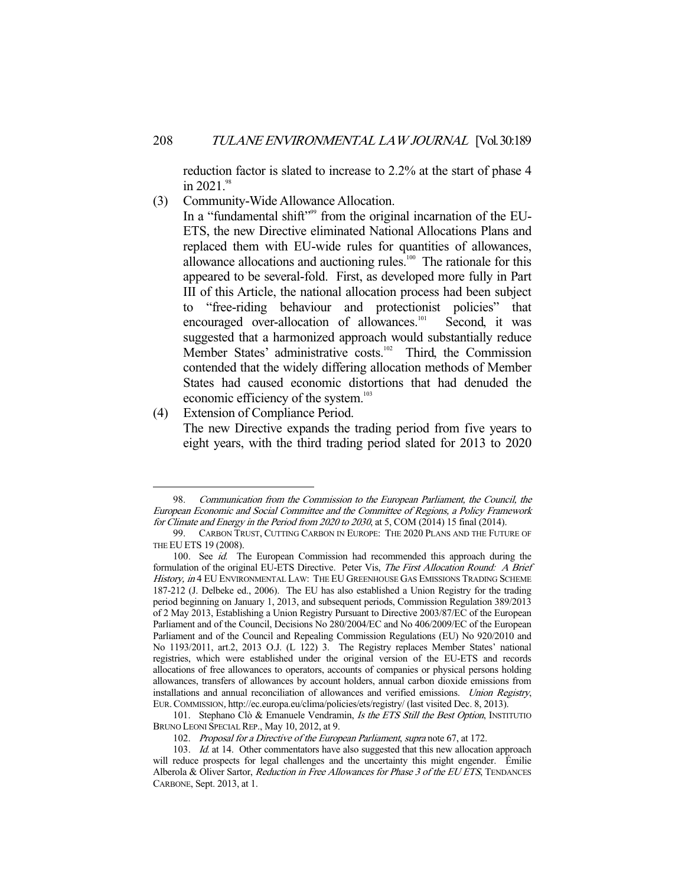reduction factor is slated to increase to 2.2% at the start of phase 4 in 2021.[98]

(3) Community-Wide Allowance Allocation.
In a "fundamental shift"[99] from the original incarnation of the EU-ETS, the new Directive eliminated National Allocations Plans and replaced them with EU-wide rules for quantities of allowances, allowance allocations and auctioning rules.[100] The rationale for this appeared to be several-fold. First, as developed more fully in Part III of this Article, the national allocation process had been subject to "free-riding behaviour and protectionist policies" that encouraged over-allocation of allowances.[101] Second, it was suggested that a harmonized approach would substantially reduce Member States' administrative costs.[102] Third, the Commission contended that the widely differing allocation methods of Member States had caused economic distortions that had denuded the economic efficiency of the system.[103]

(4) Extension of Compliance Period.
The new Directive expands the trading period from five years to eight years, with the third trading period slated for 2013 to 2020

---

98. *Communication from the Commission to the European Parliament, the Council, the European Economic and Social Committee and the Committee of Regions, a Policy Framework for Climate and Energy in the Period from 2020 to 2030*, at 5, COM (2014) 15 final (2014).

99. CARBON TRUST, CUTTING CARBON IN EUROPE: THE 2020 PLANS AND THE FUTURE OF THE EU ETS 19 (2008).

100. See *id.* The European Commission had recommended this approach during the formulation of the original EU-ETS Directive. Peter Vis, *The First Allocation Round: A Brief History*, *in* 4 EU ENVIRONMENTAL LAW: THE EU GREENHOUSE GAS EMISSIONS TRADING SCHEME 187-212 (J. Delbeke ed., 2006). The EU has also established a Union Registry for the trading period beginning on January 1, 2013, and subsequent periods, Commission Regulation 389/2013 of 2 May 2013, Establishing a Union Registry Pursuant to Directive 2003/87/EC of the European Parliament and of the Council, Decisions No 280/2004/EC and No 406/2009/EC of the European Parliament and of the Council and Repealing Commission Regulations (EU) No 920/2010 and No 1193/2011, art.2, 2013 O.J. (L 122) 3. The Registry replaces Member States' national registries, which were established under the original version of the EU-ETS and records allocations of free allowances to operators, accounts of companies or physical persons holding allowances, transfers of allowances by account holders, annual carbon dioxide emissions from installations and annual reconciliation of allowances and verified emissions. *Union Registry*, EUR. COMMISSION, http://ec.europa.eu/clima/policies/ets/registry/ (last visited Dec. 8, 2013).

101. Stephano Clò & Emanuele Vendramin, *Is the ETS Still the Best Option*, INSTITUTIO BRUNO LEONI SPECIAL REP., May 10, 2012, at 9.

102. *Proposal for a Directive of the European Parliament*, *supra* note 67, at 172.

103. *Id.* at 14. Other commentators have also suggested that this new allocation approach will reduce prospects for legal challenges and the uncertainty this might engender. Émilie Alberola & Oliver Sartor, *Reduction in Free Allowances for Phase 3 of the EU ETS*, TENDANCES CARBONE, Sept. 2013, at 1.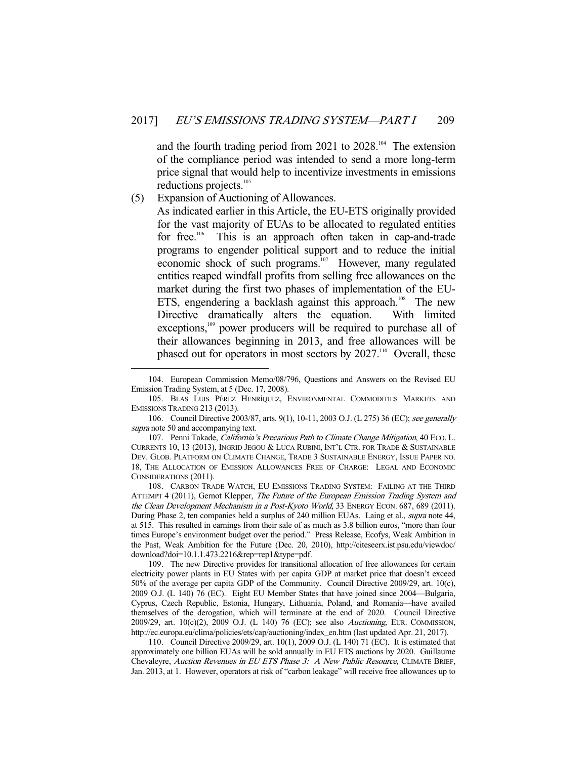and the fourth trading period from 2021 to 2028.[104] The extension of the compliance period was intended to send a more long-term price signal that would help to incentivize investments in emissions reductions projects.[105]

(5) Expansion of Auctioning of Allowances.

As indicated earlier in this Article, the EU-ETS originally provided for the vast majority of EUAs to be allocated to regulated entities for free.[106] This is an approach often taken in cap-and-trade programs to engender political support and to reduce the initial economic shock of such programs.[107] However, many regulated entities reaped windfall profits from selling free allowances on the market during the first two phases of implementation of the EU-ETS, engendering a backlash against this approach.[108] The new Directive dramatically alters the equation. With limited exceptions,[109] power producers will be required to purchase all of their allowances beginning in 2013, and free allowances will be phased out for operators in most sectors by 2027.[110] Overall, these

---

104. European Commission Memo/08/796, Questions and Answers on the Revised EU Emission Trading System, at 5 (Dec. 17, 2008).

105. BLAS LUIS PÉREZ HENRÍQUEZ, ENVIRONMENTAL COMMODITIES MARKETS AND EMISSIONS TRADING 213 (2013).

106. Council Directive 2003/87, arts. 9(1), 10-11, 2003 O.J. (L 275) 36 (EC); *see generally supra* note 50 and accompanying text.

107. Penni Takade, *California's Precarious Path to Climate Change Mitigation*, 40 ECO. L. CURRENTS 10, 13 (2013), INGRID JEGOU & LUCA RUBINI, INT'L CTR. FOR TRADE & SUSTAINABLE DEV. GLOB. PLATFORM ON CLIMATE CHANGE, TRADE 3 SUSTAINABLE ENERGY, ISSUE PAPER NO. 18, THE ALLOCATION OF EMISSION ALLOWANCES FREE OF CHARGE: LEGAL AND ECONOMIC CONSIDERATIONS (2011).

108. CARBON TRADE WATCH, EU EMISSIONS TRADING SYSTEM: FAILING AT THE THIRD ATTEMPT 4 (2011), Gernot Klepper, *The Future of the European Emission Trading System and the Clean Development Mechanism in a Post-Kyoto World*, 33 ENERGY ECON. 687, 689 (2011). During Phase 2, ten companies held a surplus of 240 million EUAs. Laing et al., *supra* note 44, at 515. This resulted in earnings from their sale of as much as 3.8 billion euros, "more than four times Europe's environment budget over the period." Press Release, Ecofys, Weak Ambition in the Past, Weak Ambition for the Future (Dec. 20, 2010), http://citeseerx.ist.psu.edu/viewdoc/download?doi=10.1.1.473.2216&rep=rep1&type=pdf.

109. The new Directive provides for transitional allocation of free allowances for certain electricity power plants in EU States with per capita GDP at market price that doesn't exceed 50% of the average per capita GDP of the Community. Council Directive 2009/29, art. 10(c), 2009 O.J. (L 140) 76 (EC). Eight EU Member States that have joined since 2004—Bulgaria, Cyprus, Czech Republic, Estonia, Hungary, Lithuania, Poland, and Romania—have availed themselves of the derogation, which will terminate at the end of 2020. Council Directive 2009/29, art. 10(c)(2), 2009 O.J. (L 140) 76 (EC); see also *Auctioning*, EUR. COMMISSION, http://ec.europa.eu/clima/policies/ets/cap/auctioning/index_en.htm (last updated Apr. 21, 2017).

110. Council Directive 2009/29, art. 10(1), 2009 O.J. (L 140) 71 (EC). It is estimated that approximately one billion EUAs will be sold annually in EU ETS auctions by 2020. Guillaume Chevaleyre, *Auction Revenues in EU ETS Phase 3: A New Public Resource*, CLIMATE BRIEF, Jan. 2013, at 1. However, operators at risk of "carbon leakage" will receive free allowances up to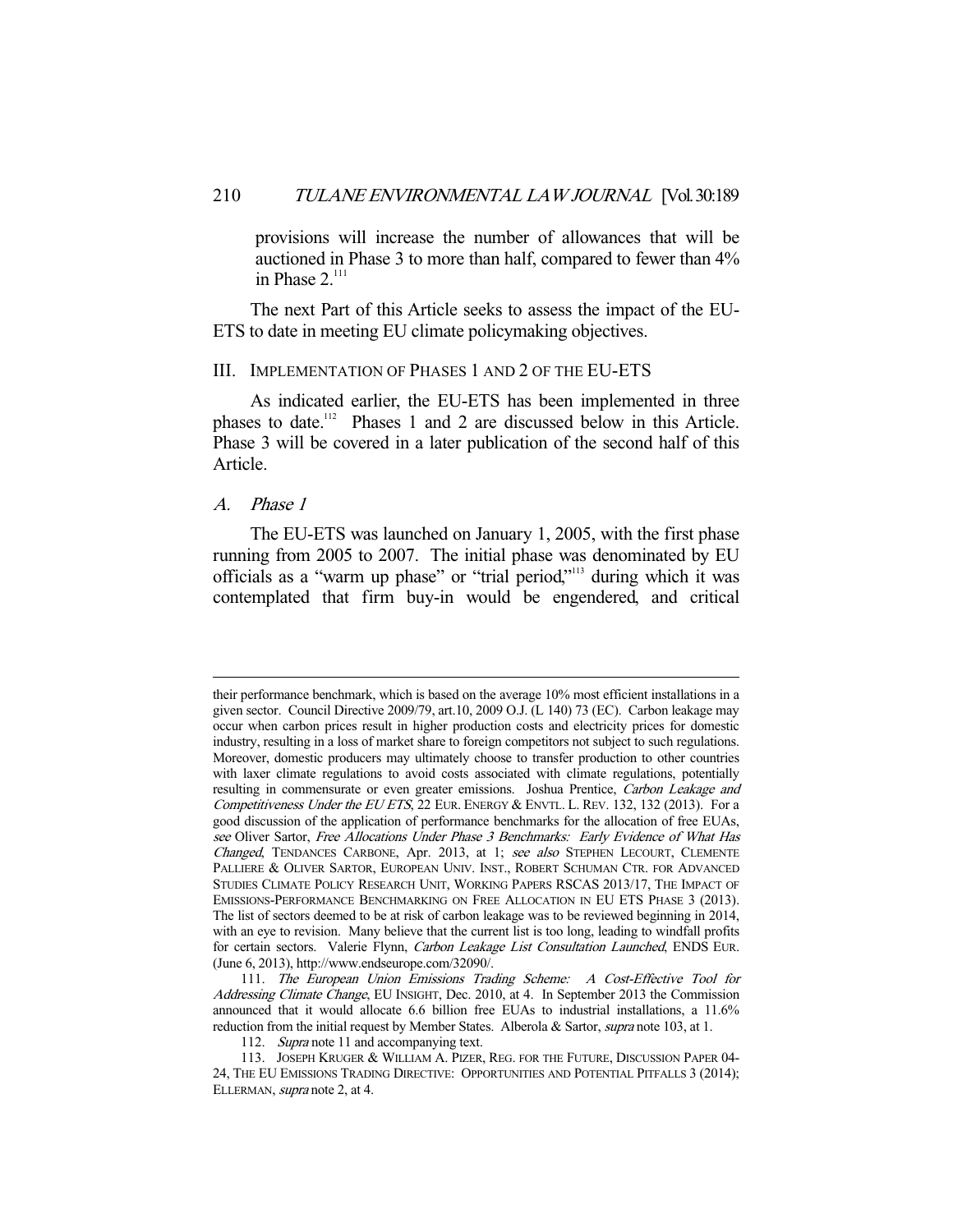provisions will increase the number of allowances that will be auctioned in Phase 3 to more than half, compared to fewer than 4% in Phase 2.[111]

The next Part of this Article seeks to assess the impact of the EU-ETS to date in meeting EU climate policymaking objectives.

## III. IMPLEMENTATION OF PHASES 1 AND 2 OF THE EU-ETS

As indicated earlier, the EU-ETS has been implemented in three phases to date.[112] Phases 1 and 2 are discussed below in this Article. Phase 3 will be covered in a later publication of the second half of this Article.

### *A. Phase 1*

The EU-ETS was launched on January 1, 2005, with the first phase running from 2005 to 2007. The initial phase was denominated by EU officials as a "warm up phase" or "trial period,"[113] during which it was contemplated that firm buy-in would be engendered, and critical

---

their performance benchmark, which is based on the average 10% most efficient installations in a given sector. Council Directive 2009/79, art.10, 2009 O.J. (L 140) 73 (EC). Carbon leakage may occur when carbon prices result in higher production costs and electricity prices for domestic industry, resulting in a loss of market share to foreign competitors not subject to such regulations. Moreover, domestic producers may ultimately choose to transfer production to other countries with laxer climate regulations to avoid costs associated with climate regulations, potentially resulting in commensurate or even greater emissions. Joshua Prentice, *Carbon Leakage and Competitiveness Under the EU ETS*, 22 EUR. ENERGY & ENVTL. L. REV. 132, 132 (2013). For a good discussion of the application of performance benchmarks for the allocation of free EUAs, *see* Oliver Sartor, *Free Allocations Under Phase 3 Benchmarks: Early Evidence of What Has Changed*, TENDANCES CARBONE, Apr. 2013, at 1; *see also* STEPHEN LECOURT, CLEMENTE PALLIERE & OLIVER SARTOR, EUROPEAN UNIV. INST., ROBERT SCHUMAN CTR. FOR ADVANCED STUDIES CLIMATE POLICY RESEARCH UNIT, WORKING PAPERS RSCAS 2013/17, THE IMPACT OF EMISSIONS-PERFORMANCE BENCHMARKING ON FREE ALLOCATION IN EU ETS PHASE 3 (2013). The list of sectors deemed to be at risk of carbon leakage was to be reviewed beginning in 2014, with an eye to revision. Many believe that the current list is too long, leading to windfall profits for certain sectors. Valerie Flynn, *Carbon Leakage List Consultation Launched*, ENDS EUR. (June 6, 2013), http://www.endseurope.com/32090/.

111. *The European Union Emissions Trading Scheme: A Cost-Effective Tool for Addressing Climate Change*, EU INSIGHT, Dec. 2010, at 4. In September 2013 the Commission announced that it would allocate 6.6 billion free EUAs to industrial installations, a 11.6% reduction from the initial request by Member States. Alberola & Sartor, *supra* note 103, at 1.

112. *Supra* note 11 and accompanying text.

113. JOSEPH KRUGER & WILLIAM A. PIZER, REG. FOR THE FUTURE, DISCUSSION PAPER 04-24, THE EU EMISSIONS TRADING DIRECTIVE: OPPORTUNITIES AND POTENTIAL PITFALLS 3 (2014); ELLERMAN, *supra* note 2, at 4.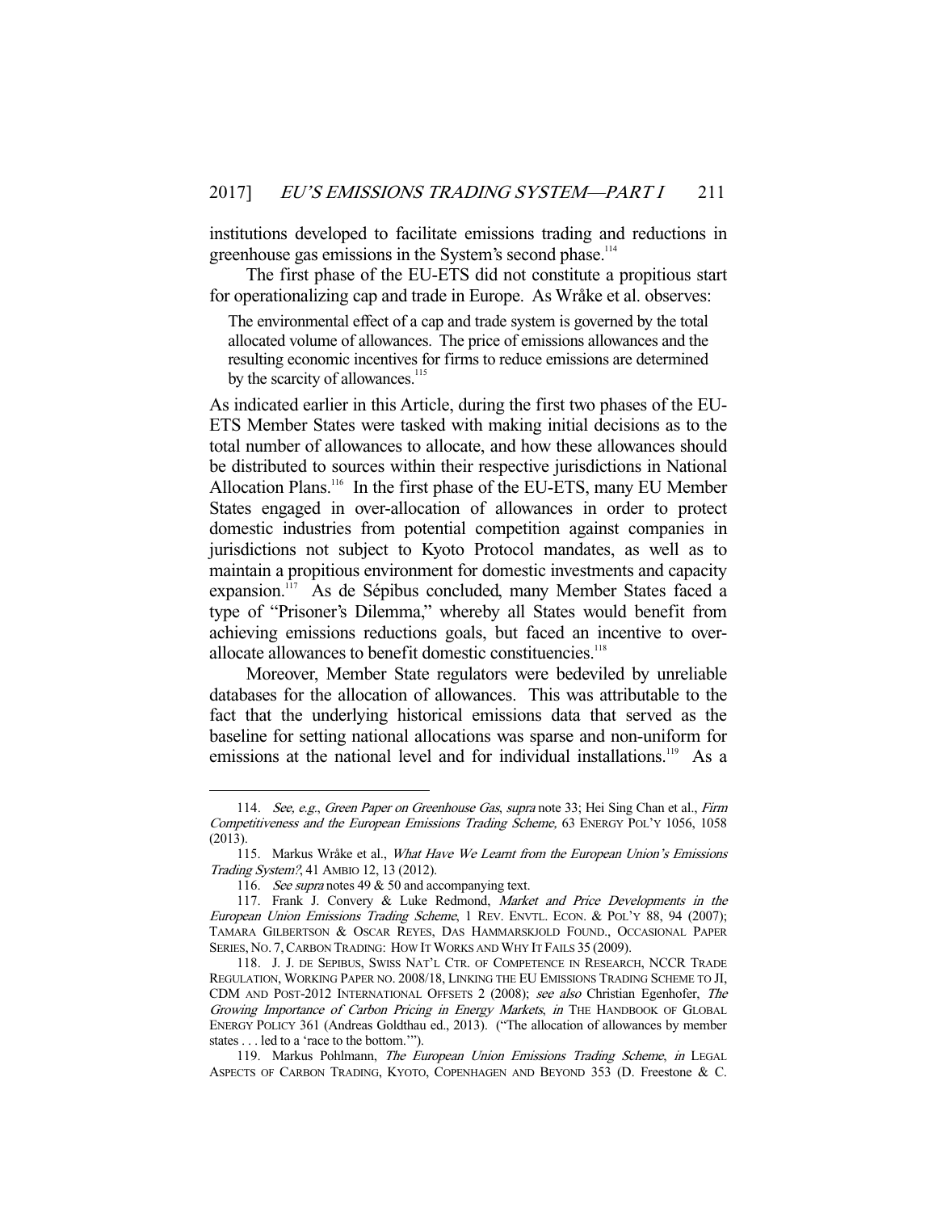institutions developed to facilitate emissions trading and reductions in greenhouse gas emissions in the System's second phase.[114]

The first phase of the EU-ETS did not constitute a propitious start for operationalizing cap and trade in Europe. As Wråke et al. observes:

> The environmental effect of a cap and trade system is governed by the total allocated volume of allowances. The price of emissions allowances and the resulting economic incentives for firms to reduce emissions are determined by the scarcity of allowances.[115]

As indicated earlier in this Article, during the first two phases of the EU-ETS Member States were tasked with making initial decisions as to the total number of allowances to allocate, and how these allowances should be distributed to sources within their respective jurisdictions in National Allocation Plans.[116] In the first phase of the EU-ETS, many EU Member States engaged in over-allocation of allowances in order to protect domestic industries from potential competition against companies in jurisdictions not subject to Kyoto Protocol mandates, as well as to maintain a propitious environment for domestic investments and capacity expansion.[117] As de Sépibus concluded, many Member States faced a type of "Prisoner's Dilemma," whereby all States would benefit from achieving emissions reductions goals, but faced an incentive to over-allocate allowances to benefit domestic constituencies.[118]

Moreover, Member State regulators were bedeviled by unreliable databases for the allocation of allowances. This was attributable to the fact that the underlying historical emissions data that served as the baseline for setting national allocations was sparse and non-uniform for emissions at the national level and for individual installations.[119] As a

---

114. *See, e.g.*, *Green Paper on Greenhouse Gas*, *supra* note 33; Hei Sing Chan et al., *Firm Competitiveness and the European Emissions Trading Scheme,* 63 ENERGY POL'Y 1056, 1058 (2013).

115. Markus Wråke et al., *What Have We Learnt from the European Union's Emissions Trading System?*, 41 AMBIO 12, 13 (2012).

116. *See supra* notes 49 & 50 and accompanying text.

117. Frank J. Convery & Luke Redmond, *Market and Price Developments in the European Union Emissions Trading Scheme*, 1 REV. ENVTL. ECON. & POL'Y 88, 94 (2007); TAMARA GILBERTSON & OSCAR REYES, DAS HAMMARSKJOLD FOUND., OCCASIONAL PAPER SERIES, NO. 7, CARBON TRADING: HOW IT WORKS AND WHY IT FAILS 35 (2009).

118. J. J. DE SEPIBUS, SWISS NAT'L CTR. OF COMPETENCE IN RESEARCH, NCCR TRADE REGULATION, WORKING PAPER NO. 2008/18, LINKING THE EU EMISSIONS TRADING SCHEME TO JI, CDM AND POST-2012 INTERNATIONAL OFFSETS 2 (2008); *see also* Christian Egenhofer, *The Growing Importance of Carbon Pricing in Energy Markets*, *in* THE HANDBOOK OF GLOBAL ENERGY POLICY 361 (Andreas Goldthau ed., 2013). ("The allocation of allowances by member states . . . led to a 'race to the bottom.'").

119. Markus Pohlmann, *The European Union Emissions Trading Scheme*, *in* LEGAL ASPECTS OF CARBON TRADING, KYOTO, COPENHAGEN AND BEYOND 353 (D. Freestone & C.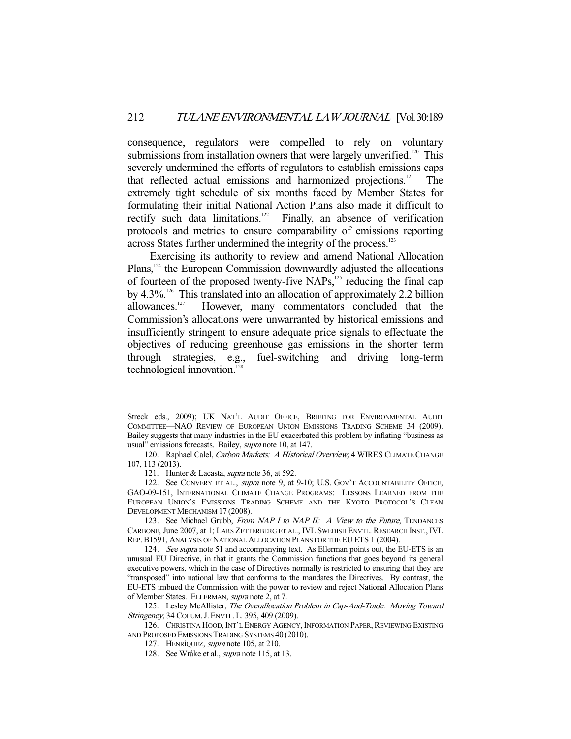consequence, regulators were compelled to rely on voluntary submissions from installation owners that were largely unverified.[120] This severely undermined the efforts of regulators to establish emissions caps that reflected actual emissions and harmonized projections.[121] The extremely tight schedule of six months faced by Member States for formulating their initial National Action Plans also made it difficult to rectify such data limitations.[122] Finally, an absence of verification protocols and metrics to ensure comparability of emissions reporting across States further undermined the integrity of the process.[123]

Exercising its authority to review and amend National Allocation Plans,[124] the European Commission downwardly adjusted the allocations of fourteen of the proposed twenty-five NAPs,[125] reducing the final cap by 4.3%.[126] This translated into an allocation of approximately 2.2 billion allowances.[127] However, many commentators concluded that the Commission's allocations were unwarranted by historical emissions and insufficiently stringent to ensure adequate price signals to effectuate the objectives of reducing greenhouse gas emissions in the shorter term through strategies, e.g., fuel-switching and driving long-term technological innovation.[128]

---

Streck eds., 2009); UK NAT'L AUDIT OFFICE, BRIEFING FOR ENVIRONMENTAL AUDIT COMMITTEE—NAO REVIEW OF EUROPEAN UNION EMISSIONS TRADING SCHEME 34 (2009). Bailey suggests that many industries in the EU exacerbated this problem by inflating "business as usual" emissions forecasts. Bailey, *supra* note 10, at 147.

120. Raphael Calel, *Carbon Markets: A Historical Overview*, 4 WIRES CLIMATE CHANGE 107, 113 (2013).

121. Hunter & Lacasta, *supra* note 36, at 592.

122. See CONVERY ET AL., *supra* note 9, at 9-10; U.S. GOV'T ACCOUNTABILITY OFFICE, GAO-09-151, INTERNATIONAL CLIMATE CHANGE PROGRAMS: LESSONS LEARNED FROM THE EUROPEAN UNION'S EMISSIONS TRADING SCHEME AND THE KYOTO PROTOCOL'S CLEAN DEVELOPMENT MECHANISM 17 (2008).

123. See Michael Grubb, *From NAP I to NAP II: A View to the Future*, TENDANCES CARBONE, June 2007, at 1; LARS ZETTERBERG ET AL., IVL SWEDISH ENVTL. RESEARCH INST., IVL REP. B1591, ANALYSIS OF NATIONAL ALLOCATION PLANS FOR THE EU ETS 1 (2004).

124. *See supra* note 51 and accompanying text. As Ellerman points out, the EU-ETS is an unusual EU Directive, in that it grants the Commission functions that goes beyond its general executive powers, which in the case of Directives normally is restricted to ensuring that they are "transposed" into national law that conforms to the mandates the Directives. By contrast, the EU-ETS imbued the Commission with the power to review and reject National Allocation Plans of Member States. ELLERMAN, *supra* note 2, at 7.

125. Lesley McAllister, *The Overallocation Problem in Cap-And-Trade: Moving Toward Stringency*, 34 COLUM. J. ENVTL. L. 395, 409 (2009).

126. CHRISTINA HOOD, INT'L ENERGY AGENCY, INFORMATION PAPER, REVIEWING EXISTING AND PROPOSED EMISSIONS TRADING SYSTEMS 40 (2010).

127. HENRÌQUEZ, *supra* note 105, at 210.

128. See Wråke et al., *supra* note 115, at 13.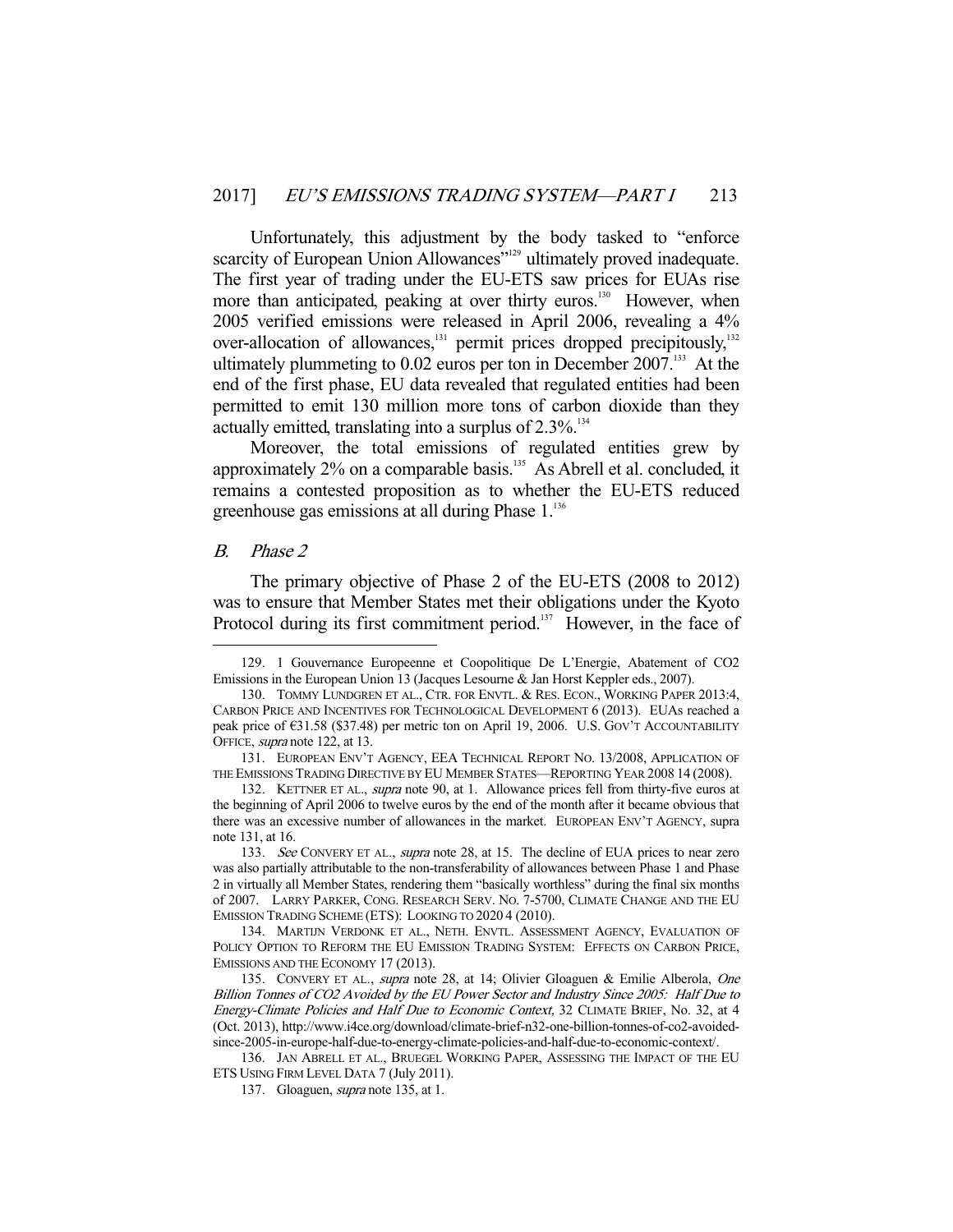Unfortunately, this adjustment by the body tasked to "enforce scarcity of European Union Allowances"[129] ultimately proved inadequate. The first year of trading under the EU-ETS saw prices for EUAs rise more than anticipated, peaking at over thirty euros.[130] However, when 2005 verified emissions were released in April 2006, revealing a 4% over-allocation of allowances,[131] permit prices dropped precipitously,[132] ultimately plummeting to 0.02 euros per ton in December 2007.[133] At the end of the first phase, EU data revealed that regulated entities had been permitted to emit 130 million more tons of carbon dioxide than they actually emitted, translating into a surplus of 2.3%.[134]

Moreover, the total emissions of regulated entities grew by approximately 2% on a comparable basis.[135] As Abrell et al. concluded, it remains a contested proposition as to whether the EU-ETS reduced greenhouse gas emissions at all during Phase 1.[136]

### *B. Phase 2*

The primary objective of Phase 2 of the EU-ETS (2008 to 2012) was to ensure that Member States met their obligations under the Kyoto Protocol during its first commitment period.[137] However, in the face of

---

129. 1 Gouvernance Europeenne et Coopolitique De L'Energie, Abatement of CO2 Emissions in the European Union 13 (Jacques Lesourne & Jan Horst Keppler eds., 2007).

130. TOMMY LUNDGREN ET AL., CTR. FOR ENVTL. & RES. ECON., WORKING PAPER 2013:4, CARBON PRICE AND INCENTIVES FOR TECHNOLOGICAL DEVELOPMENT 6 (2013). EUAs reached a peak price of €31.58 ($37.48) per metric ton on April 19, 2006. U.S. GOV'T ACCOUNTABILITY OFFICE, *supra* note 122, at 13.

131. EUROPEAN ENV'T AGENCY, EEA TECHNICAL REPORT NO. 13/2008, APPLICATION OF THE EMISSIONS TRADING DIRECTIVE BY EU MEMBER STATES—REPORTING YEAR 2008 14 (2008).

132. KETTNER ET AL., *supra* note 90, at 1. Allowance prices fell from thirty-five euros at the beginning of April 2006 to twelve euros by the end of the month after it became obvious that there was an excessive number of allowances in the market. EUROPEAN ENV'T AGENCY, supra note 131, at 16.

133. *See* CONVERY ET AL., *supra* note 28, at 15. The decline of EUA prices to near zero was also partially attributable to the non-transferability of allowances between Phase 1 and Phase 2 in virtually all Member States, rendering them "basically worthless" during the final six months of 2007. LARRY PARKER, CONG. RESEARCH SERV. NO. 7-5700, CLIMATE CHANGE AND THE EU EMISSION TRADING SCHEME (ETS): LOOKING TO 2020 4 (2010).

134. MARTIJN VERDONK ET AL., NETH. ENVTL. ASSESSMENT AGENCY, EVALUATION OF POLICY OPTION TO REFORM THE EU EMISSION TRADING SYSTEM: EFFECTS ON CARBON PRICE, EMISSIONS AND THE ECONOMY 17 (2013).

135. CONVERY ET AL., *supra* note 28, at 14; Olivier Gloaguen & Emilie Alberola, *One Billion Tonnes of CO2 Avoided by the EU Power Sector and Industry Since 2005: Half Due to Energy-Climate Policies and Half Due to Economic Context,* 32 CLIMATE BRIEF, No. 32, at 4 (Oct. 2013), http://www.i4ce.org/download/climate-brief-n32-one-billion-tonnes-of-co2-avoided-since-2005-in-europe-half-due-to-energy-climate-policies-and-half-due-to-economic-context/.

136. JAN ABRELL ET AL., BRUEGEL WORKING PAPER, ASSESSING THE IMPACT OF THE EU ETS USING FIRM LEVEL DATA 7 (July 2011).

137. Gloaguen, *supra* note 135, at 1.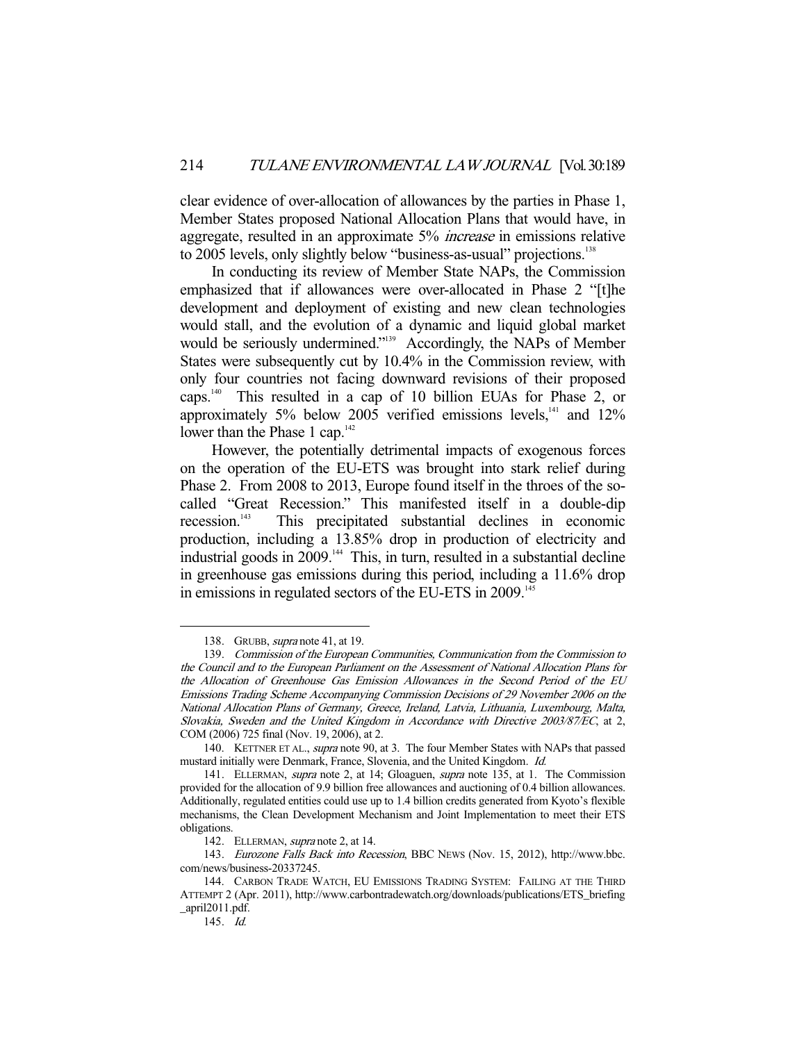clear evidence of over-allocation of allowances by the parties in Phase 1, Member States proposed National Allocation Plans that would have, in aggregate, resulted in an approximate 5% *increase* in emissions relative to 2005 levels, only slightly below "business-as-usual" projections.[138]

In conducting its review of Member State NAPs, the Commission emphasized that if allowances were over-allocated in Phase 2 "[t]he development and deployment of existing and new clean technologies would stall, and the evolution of a dynamic and liquid global market would be seriously undermined."[139] Accordingly, the NAPs of Member States were subsequently cut by 10.4% in the Commission review, with only four countries not facing downward revisions of their proposed caps.[140] This resulted in a cap of 10 billion EUAs for Phase 2, or approximately 5% below 2005 verified emissions levels,[141] and 12% lower than the Phase 1 cap.[142]

However, the potentially detrimental impacts of exogenous forces on the operation of the EU-ETS was brought into stark relief during Phase 2. From 2008 to 2013, Europe found itself in the throes of the so-called "Great Recession." This manifested itself in a double-dip recession.[143] This precipitated substantial declines in economic production, including a 13.85% drop in production of electricity and industrial goods in 2009.[144] This, in turn, resulted in a substantial decline in greenhouse gas emissions during this period, including a 11.6% drop in emissions in regulated sectors of the EU-ETS in 2009.[145]

---

138. GRUBB, *supra* note 41, at 19.

139. *Commission of the European Communities, Communication from the Commission to the Council and to the European Parliament on the Assessment of National Allocation Plans for the Allocation of Greenhouse Gas Emission Allowances in the Second Period of the EU Emissions Trading Scheme Accompanying Commission Decisions of 29 November 2006 on the National Allocation Plans of Germany, Greece, Ireland, Latvia, Lithuania, Luxembourg, Malta, Slovakia, Sweden and the United Kingdom in Accordance with Directive 2003/87/EC*, at 2, COM (2006) 725 final (Nov. 19, 2006), at 2.

140. KETTNER ET AL., *supra* note 90, at 3. The four Member States with NAPs that passed mustard initially were Denmark, France, Slovenia, and the United Kingdom. *Id.*

141. ELLERMAN, *supra* note 2, at 14; Gloaguen, *supra* note 135, at 1. The Commission provided for the allocation of 9.9 billion free allowances and auctioning of 0.4 billion allowances. Additionally, regulated entities could use up to 1.4 billion credits generated from Kyoto's flexible mechanisms, the Clean Development Mechanism and Joint Implementation to meet their ETS obligations.

142. ELLERMAN, *supra* note 2, at 14.

143. *Eurozone Falls Back into Recession*, BBC NEWS (Nov. 15, 2012), http://www.bbc.com/news/business-20337245.

144. CARBON TRADE WATCH, EU EMISSIONS TRADING SYSTEM: FAILING AT THE THIRD ATTEMPT 2 (Apr. 2011), http://www.carbontradewatch.org/downloads/publications/ETS_briefing_april2011.pdf.

145. *Id.*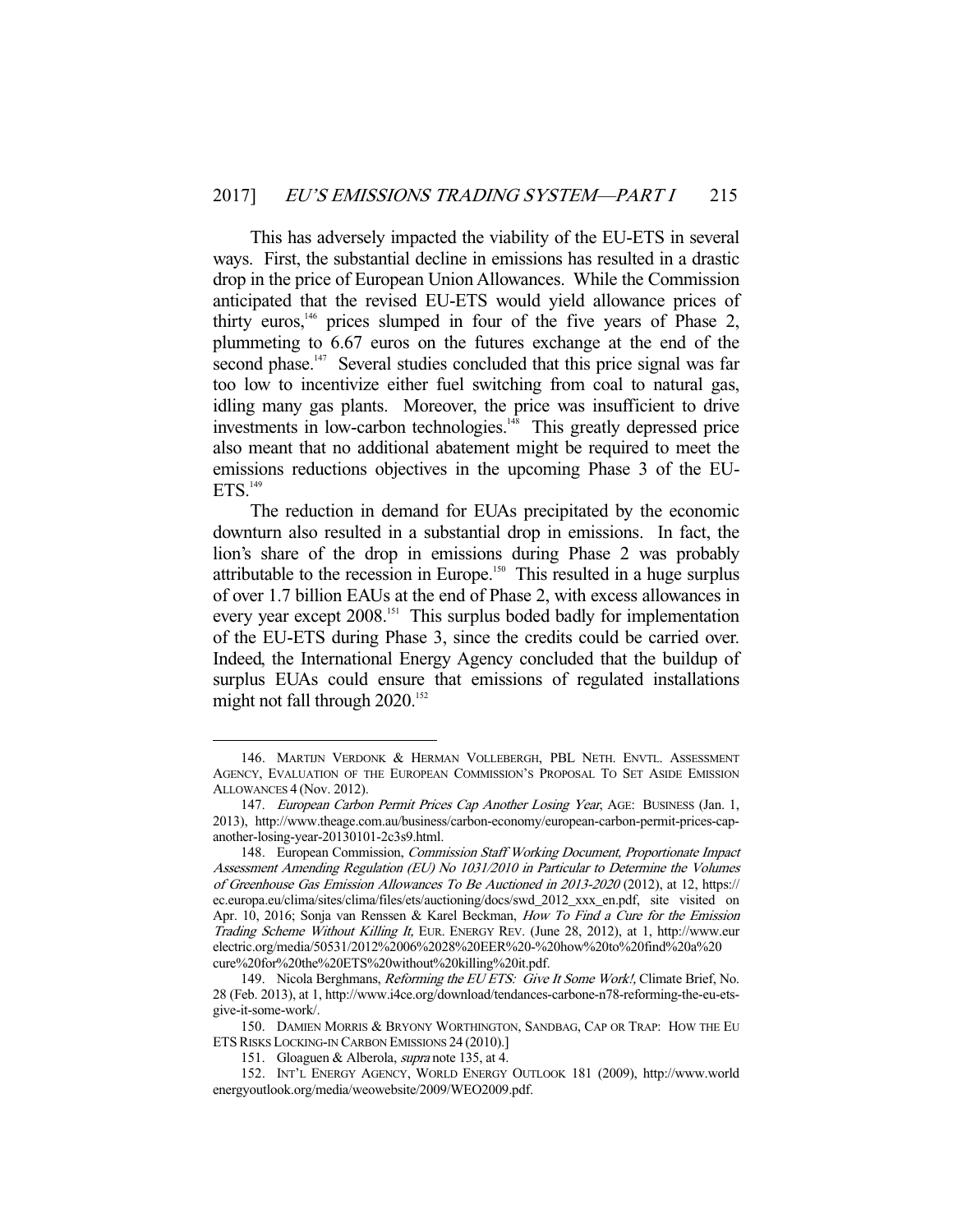This has adversely impacted the viability of the EU-ETS in several ways. First, the substantial decline in emissions has resulted in a drastic drop in the price of European Union Allowances. While the Commission anticipated that the revised EU-ETS would yield allowance prices of thirty euros,[146] prices slumped in four of the five years of Phase 2, plummeting to 6.67 euros on the futures exchange at the end of the second phase.[147] Several studies concluded that this price signal was far too low to incentivize either fuel switching from coal to natural gas, idling many gas plants. Moreover, the price was insufficient to drive investments in low-carbon technologies.[148] This greatly depressed price also meant that no additional abatement might be required to meet the emissions reductions objectives in the upcoming Phase 3 of the EU-ETS.[149]

The reduction in demand for EUAs precipitated by the economic downturn also resulted in a substantial drop in emissions. In fact, the lion's share of the drop in emissions during Phase 2 was probably attributable to the recession in Europe.[150] This resulted in a huge surplus of over 1.7 billion EAUs at the end of Phase 2, with excess allowances in every year except 2008.[151] This surplus boded badly for implementation of the EU-ETS during Phase 3, since the credits could be carried over. Indeed, the International Energy Agency concluded that the buildup of surplus EUAs could ensure that emissions of regulated installations might not fall through 2020.[152]

---

146. MARTIJN VERDONK & HERMAN VOLLEBERGH, PBL NETH. ENVTL. ASSESSMENT AGENCY, EVALUATION OF THE EUROPEAN COMMISSION'S PROPOSAL TO SET ASIDE EMISSION ALLOWANCES 4 (Nov. 2012).

147. *European Carbon Permit Prices Cap Another Losing Year*, AGE: BUSINESS (Jan. 1, 2013), http://www.theage.com.au/business/carbon-economy/european-carbon-permit-prices-cap-another-losing-year-20130101-2c3s9.html.

148. European Commission, *Commission Staff Working Document, Proportionate Impact Assessment Amending Regulation (EU) No 1031/2010 in Particular to Determine the Volumes of Greenhouse Gas Emission Allowances To Be Auctioned in 2013-2020* (2012), at 12, https://ec.europa.eu/clima/sites/clima/files/ets/auctioning/docs/swd_2012_xxx_en.pdf, site visited on Apr. 10, 2016; Sonja van Renssen & Karel Beckman, *How To Find a Cure for the Emission Trading Scheme Without Killing It,* EUR. ENERGY REV. (June 28, 2012), at 1, http://www.eurelectric.org/media/50531/2012%2006%2028%20EER%20-%20how%20to%20find%20a%20cure%20for%20the%20ETS%20without%20killing%20it.pdf.

149. Nicola Berghmans, *Reforming the EU ETS: Give It Some Work!,* Climate Brief, No. 28 (Feb. 2013), at 1, http://www.i4ce.org/download/tendances-carbone-n78-reforming-the-eu-ets-give-it-some-work/.

150. DAMIEN MORRIS & BRYONY WORTHINGTON, SANDBAG, CAP OR TRAP: HOW THE EU ETS RISKS LOCKING-IN CARBON EMISSIONS 24 (2010).]

151. Gloaguen & Alberola, *supra* note 135, at 4.

152. INT'L ENERGY AGENCY, WORLD ENERGY OUTLOOK 181 (2009), http://www.worldenergyoutlook.org/media/weowebsite/2009/WEO2009.pdf.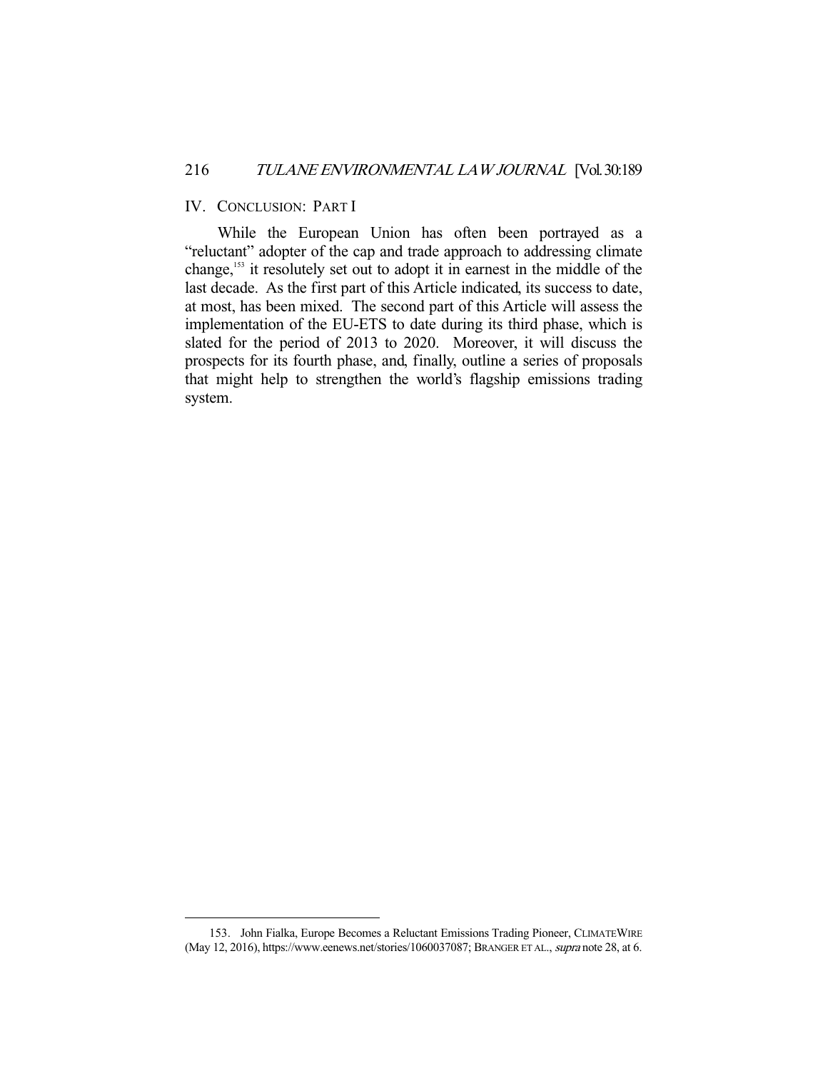## IV. CONCLUSION: PART I

While the European Union has often been portrayed as a "reluctant" adopter of the cap and trade approach to addressing climate change,[153] it resolutely set out to adopt it in earnest in the middle of the last decade. As the first part of this Article indicated, its success to date, at most, has been mixed. The second part of this Article will assess the implementation of the EU-ETS to date during its third phase, which is slated for the period of 2013 to 2020. Moreover, it will discuss the prospects for its fourth phase, and, finally, outline a series of proposals that might help to strengthen the world's flagship emissions trading system.

---

153. John Fialka, Europe Becomes a Reluctant Emissions Trading Pioneer, CLIMATEWIRE (May 12, 2016), https://www.eenews.net/stories/1060037087; BRANGER ET AL., *supra* note 28, at 6.